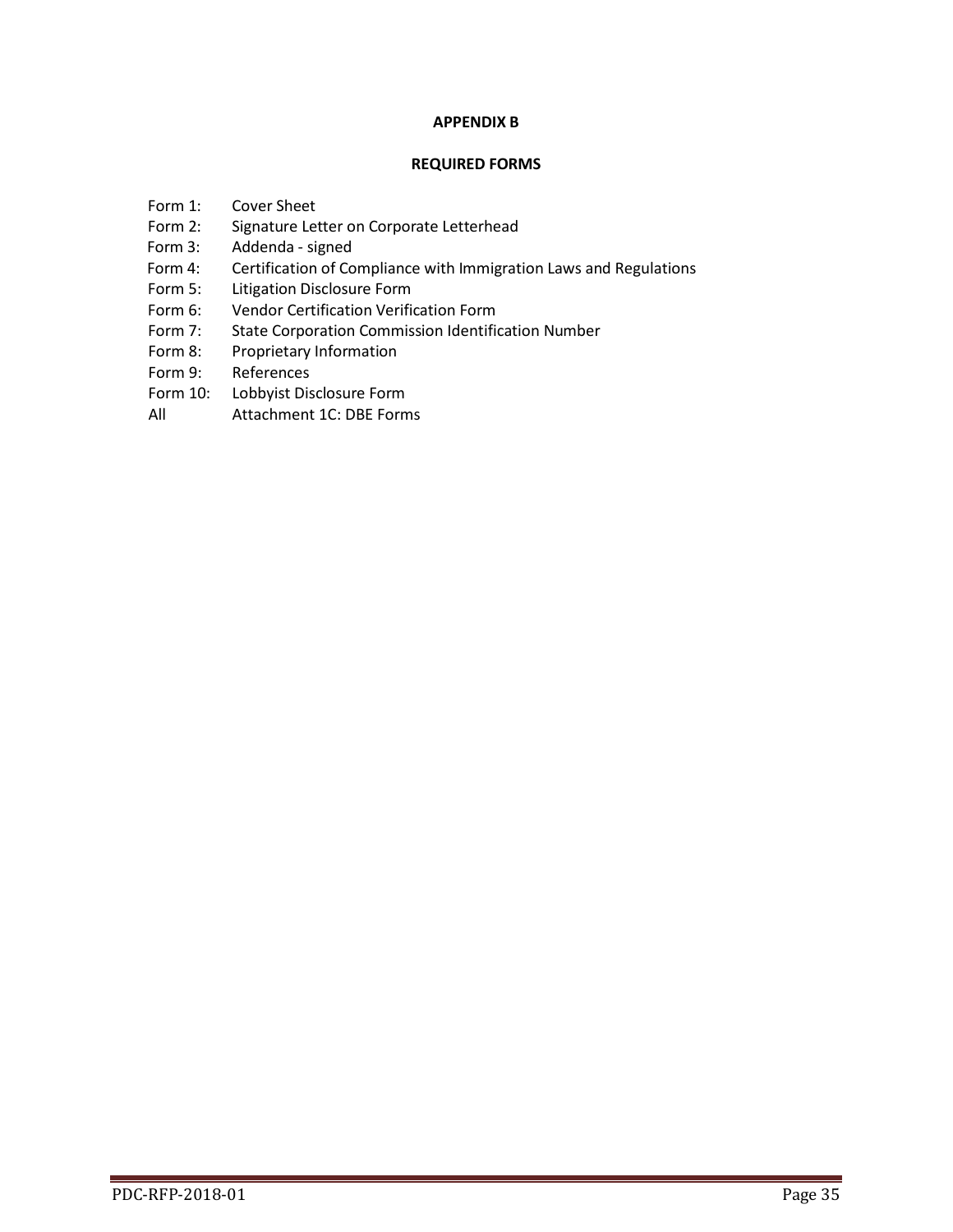**APPENDIX B**

**REQUIRED FORMS**

| | |
|---|---|
| Form 1: | Cover Sheet |
| Form 2: | Signature Letter on Corporate Letterhead |
| Form 3: | Addenda - signed |
| Form 4: | Certification of Compliance with Immigration Laws and Regulations |
| Form 5: | Litigation Disclosure Form |
| Form 6: | Vendor Certification Verification Form |
| Form 7: | State Corporation Commission Identification Number |
| Form 8: | Proprietary Information |
| Form 9: | References |
| Form 10: | Lobbyist Disclosure Form |
| All | Attachment 1C: DBE Forms |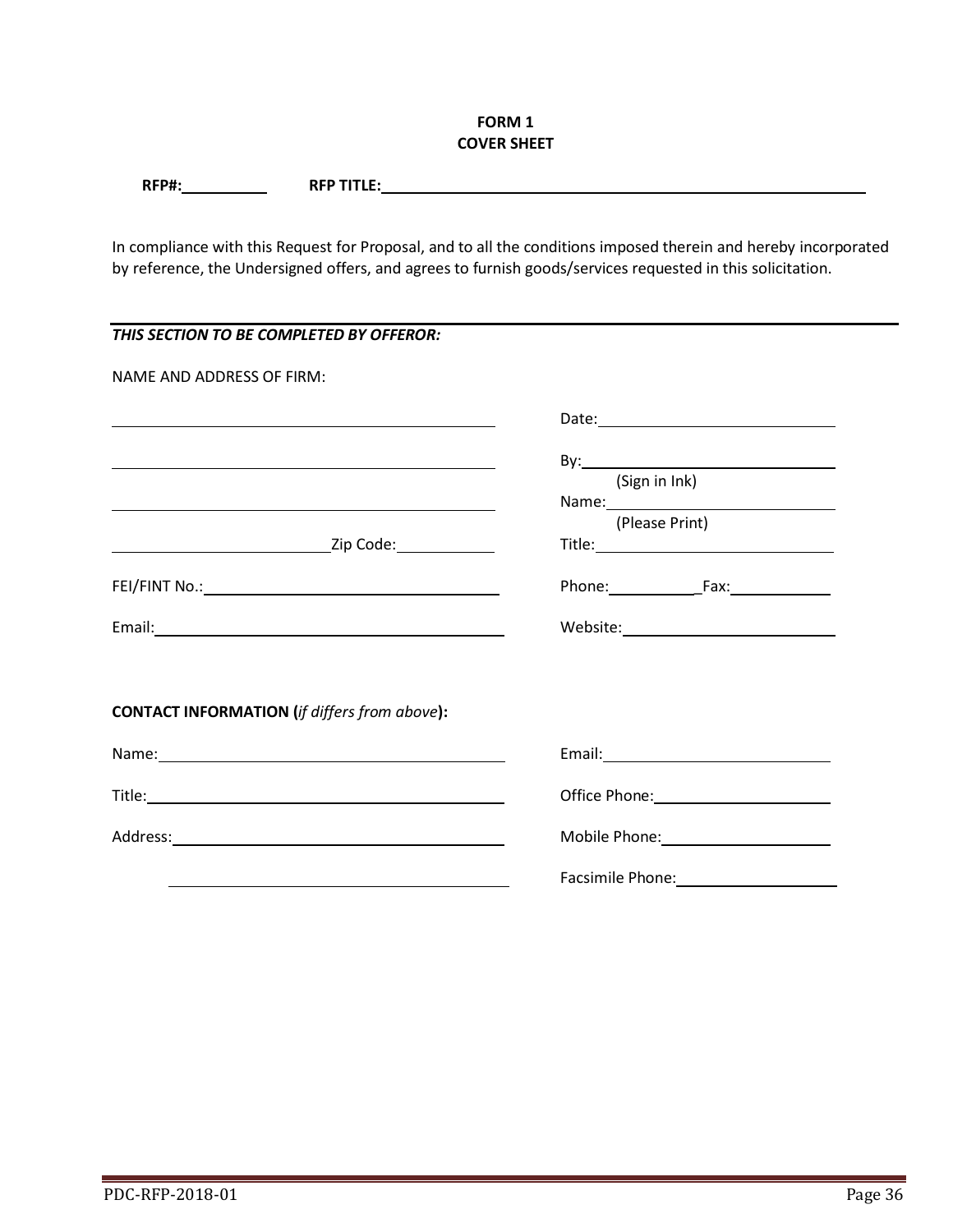**FORM 1**
**COVER SHEET**

**RFP#:**__________ **RFP TITLE:**__________________________________________________________

In compliance with this Request for Proposal, and to all the conditions imposed therein and hereby incorporated by reference, the Undersigned offers, and agrees to furnish goods/services requested in this solicitation.

---

***THIS SECTION TO BE COMPLETED BY OFFEROR:***

NAME AND ADDRESS OF FIRM:

____________________________________________

____________________________________________

____________________________________________

________________________Zip Code:___________

FEI/FINT No.:_________________________________

Email:_______________________________________

Date:___________________________

By:_____________________________
(Sign in Ink)

Name:___________________________
(Please Print)

Title:___________________________

Phone:__________Fax:___________

Website:________________________

**CONTACT INFORMATION (***if differs from above***):**

Name:_______________________________________

Title:________________________________________

Address:_____________________________________

_____________________________________

Email:__________________________

Office Phone:____________________

Mobile Phone:____________________

Facsimile Phone:__________________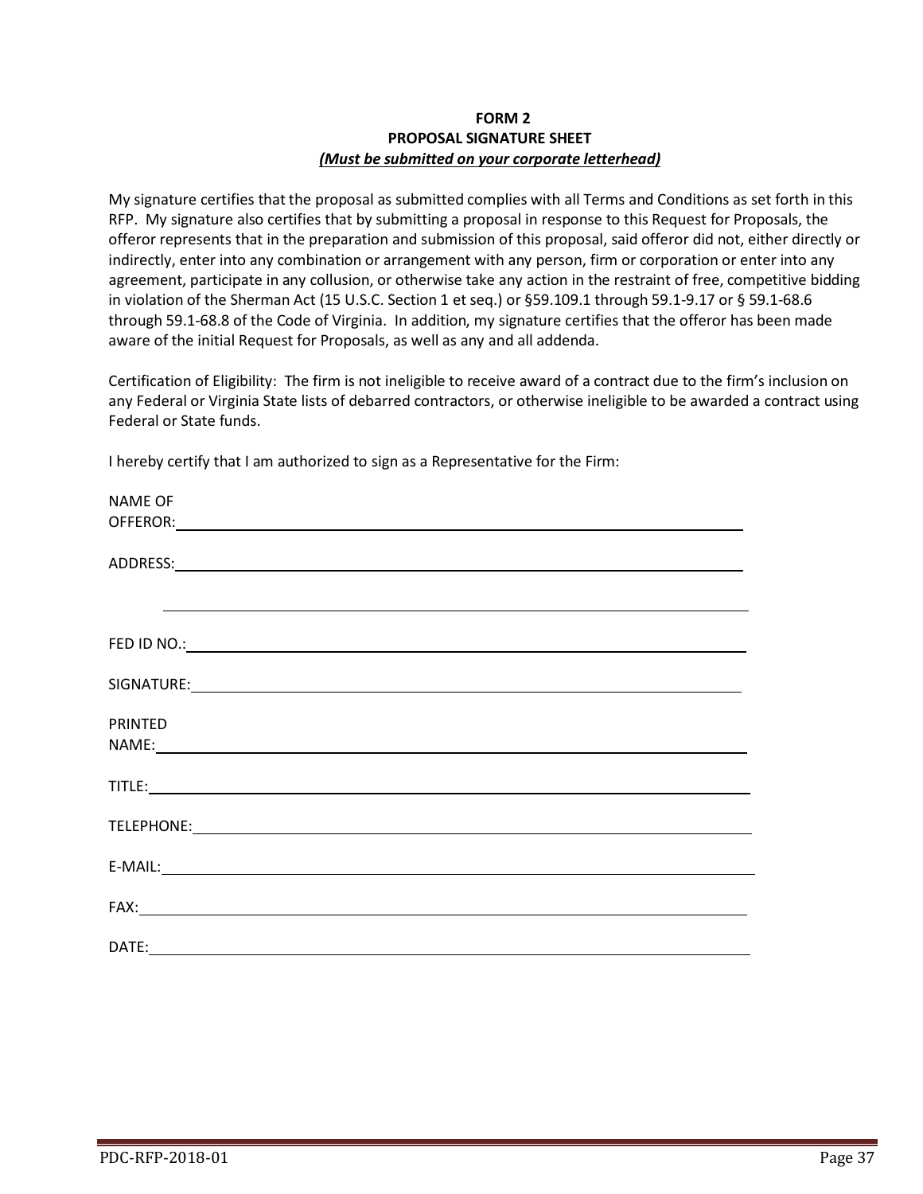**FORM 2**
**PROPOSAL SIGNATURE SHEET**
***(Must be submitted on your corporate letterhead)***

My signature certifies that the proposal as submitted complies with all Terms and Conditions as set forth in this RFP. My signature also certifies that by submitting a proposal in response to this Request for Proposals, the offeror represents that in the preparation and submission of this proposal, said offeror did not, either directly or indirectly, enter into any combination or arrangement with any person, firm or corporation or enter into any agreement, participate in any collusion, or otherwise take any action in the restraint of free, competitive bidding in violation of the Sherman Act (15 U.S.C. Section 1 et seq.) or §59.109.1 through 59.1-9.17 or § 59.1-68.6 through 59.1-68.8 of the Code of Virginia. In addition, my signature certifies that the offeror has been made aware of the initial Request for Proposals, as well as any and all addenda.

Certification of Eligibility: The firm is not ineligible to receive award of a contract due to the firm's inclusion on any Federal or Virginia State lists of debarred contractors, or otherwise ineligible to be awarded a contract using Federal or State funds.

I hereby certify that I am authorized to sign as a Representative for the Firm:

NAME OF OFFEROR: ______________________________________________

ADDRESS: ______________________________________________

______________________________________________

FED ID NO.: ______________________________________________

SIGNATURE: ______________________________________________

PRINTED NAME: ______________________________________________

TITLE: ______________________________________________

TELEPHONE: ______________________________________________

E-MAIL: ______________________________________________

FAX: ______________________________________________

DATE: ______________________________________________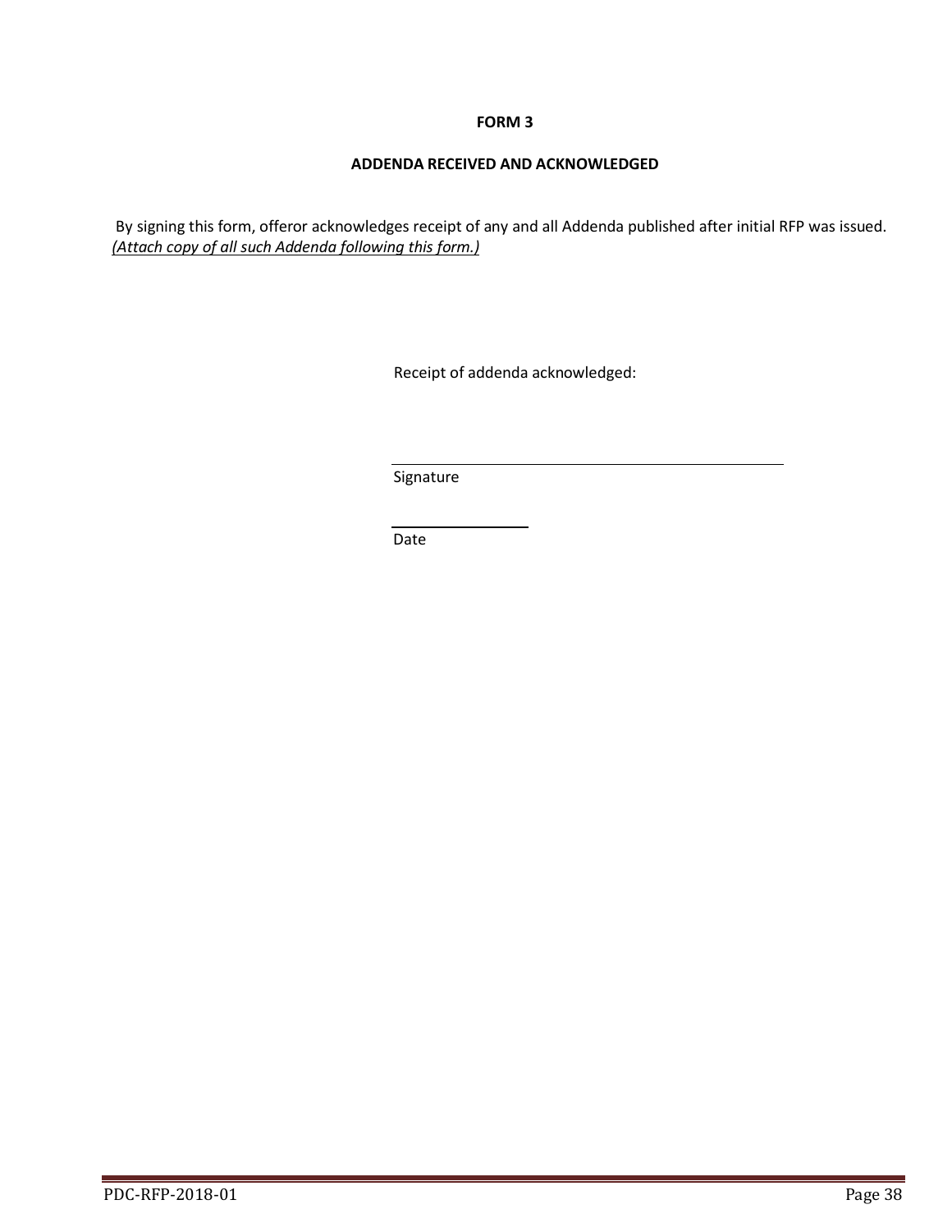# FORM 3

## ADDENDA RECEIVED AND ACKNOWLEDGED

By signing this form, offeror acknowledges receipt of any and all Addenda published after initial RFP was issued. ***(Attach copy of all such Addenda following this form.)***

Receipt of addenda acknowledged:

\_\_\_\_\_\_\_\_\_\_\_\_\_\_\_\_\_\_\_\_\_\_\_\_\_\_\_\_\_\_\_\_\_\_\_\_\_\_\_\_

Signature

\_\_\_\_\_\_\_\_\_\_\_\_\_\_\_

Date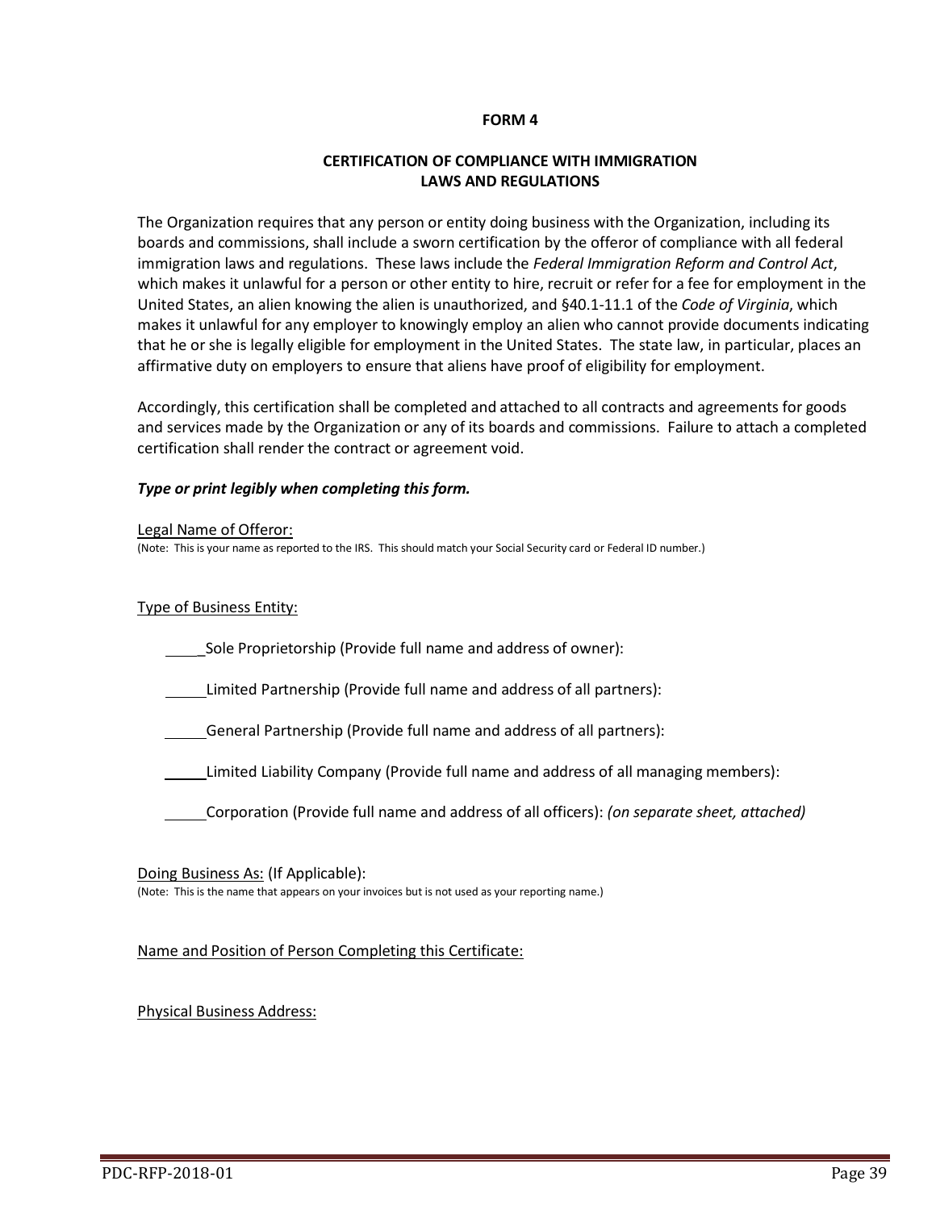**FORM 4**

**CERTIFICATION OF COMPLIANCE WITH IMMIGRATION LAWS AND REGULATIONS**

The Organization requires that any person or entity doing business with the Organization, including its boards and commissions, shall include a sworn certification by the offeror of compliance with all federal immigration laws and regulations. These laws include the *Federal Immigration Reform and Control Act*, which makes it unlawful for a person or other entity to hire, recruit or refer for a fee for employment in the United States, an alien knowing the alien is unauthorized, and §40.1-11.1 of the *Code of Virginia*, which makes it unlawful for any employer to knowingly employ an alien who cannot provide documents indicating that he or she is legally eligible for employment in the United States. The state law, in particular, places an affirmative duty on employers to ensure that aliens have proof of eligibility for employment.

Accordingly, this certification shall be completed and attached to all contracts and agreements for goods and services made by the Organization or any of its boards and commissions. Failure to attach a completed certification shall render the contract or agreement void.

***Type or print legibly when completing this form.***

Legal Name of Offeror:
(Note: This is your name as reported to the IRS. This should match your Social Security card or Federal ID number.)

Type of Business Entity:

_____Sole Proprietorship (Provide full name and address of owner):

_____Limited Partnership (Provide full name and address of all partners):

_____General Partnership (Provide full name and address of all partners):

_____Limited Liability Company (Provide full name and address of all managing members):

_____Corporation (Provide full name and address of all officers): *(on separate sheet, attached)*

Doing Business As: (If Applicable):
(Note: This is the name that appears on your invoices but is not used as your reporting name.)

Name and Position of Person Completing this Certificate:

Physical Business Address: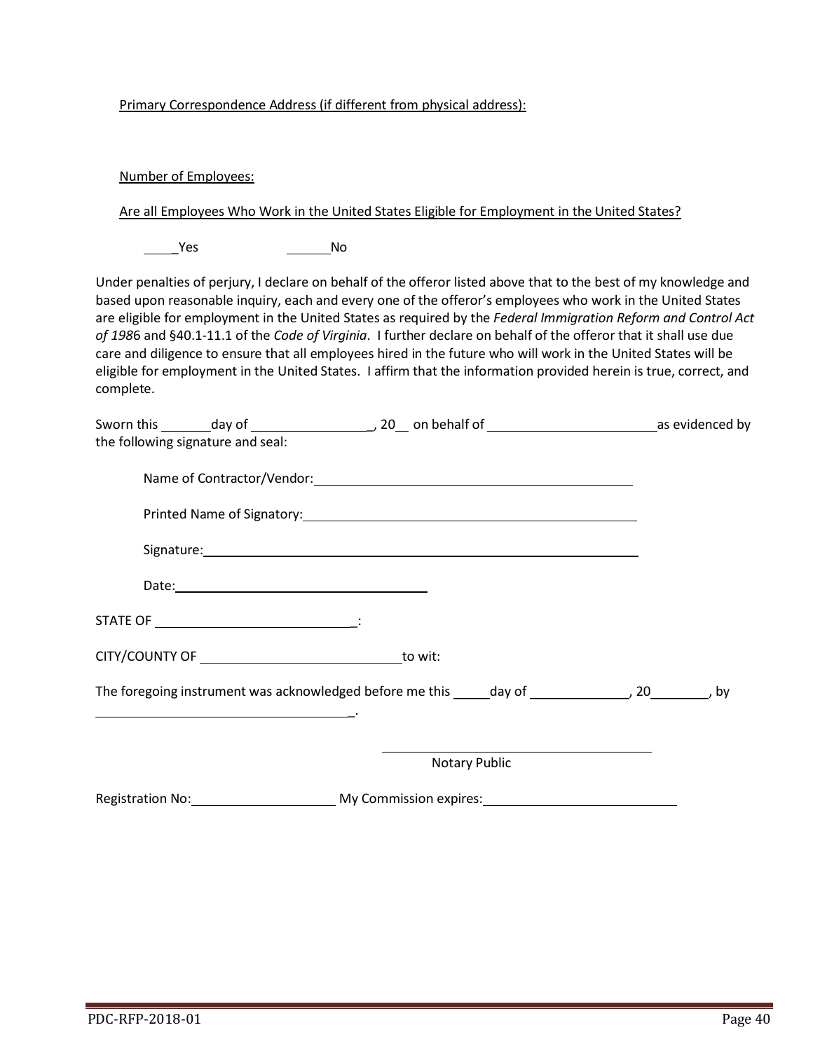Primary Correspondence Address (if different from physical address):

Number of Employees:

Are all Employees Who Work in the United States Eligible for Employment in the United States?

_____Yes ______No

Under penalties of perjury, I declare on behalf of the offeror listed above that to the best of my knowledge and based upon reasonable inquiry, each and every one of the offeror's employees who work in the United States are eligible for employment in the United States as required by the *Federal Immigration Reform and Control Act of 198*6 and §40.1-11.1 of the *Code of Virginia*. I further declare on behalf of the offeror that it shall use due care and diligence to ensure that all employees hired in the future who will work in the United States will be eligible for employment in the United States. I affirm that the information provided herein is true, correct, and complete.

Sworn this _______day of _________________, 20__ on behalf of ________________________ as evidenced by the following signature and seal:

Name of Contractor/Vendor: ____________________________________________

Printed Name of Signatory: ____________________________________________

Signature: ____________________________________________

Date: ______________________________

STATE OF ____________________________:

CITY/COUNTY OF ____________________________ to wit:

The foregoing instrument was acknowledged before me this _____day of ______________, 20________, by ____________________________________.

____________________________________
Notary Public

Registration No: ____________________ My Commission expires: __________________________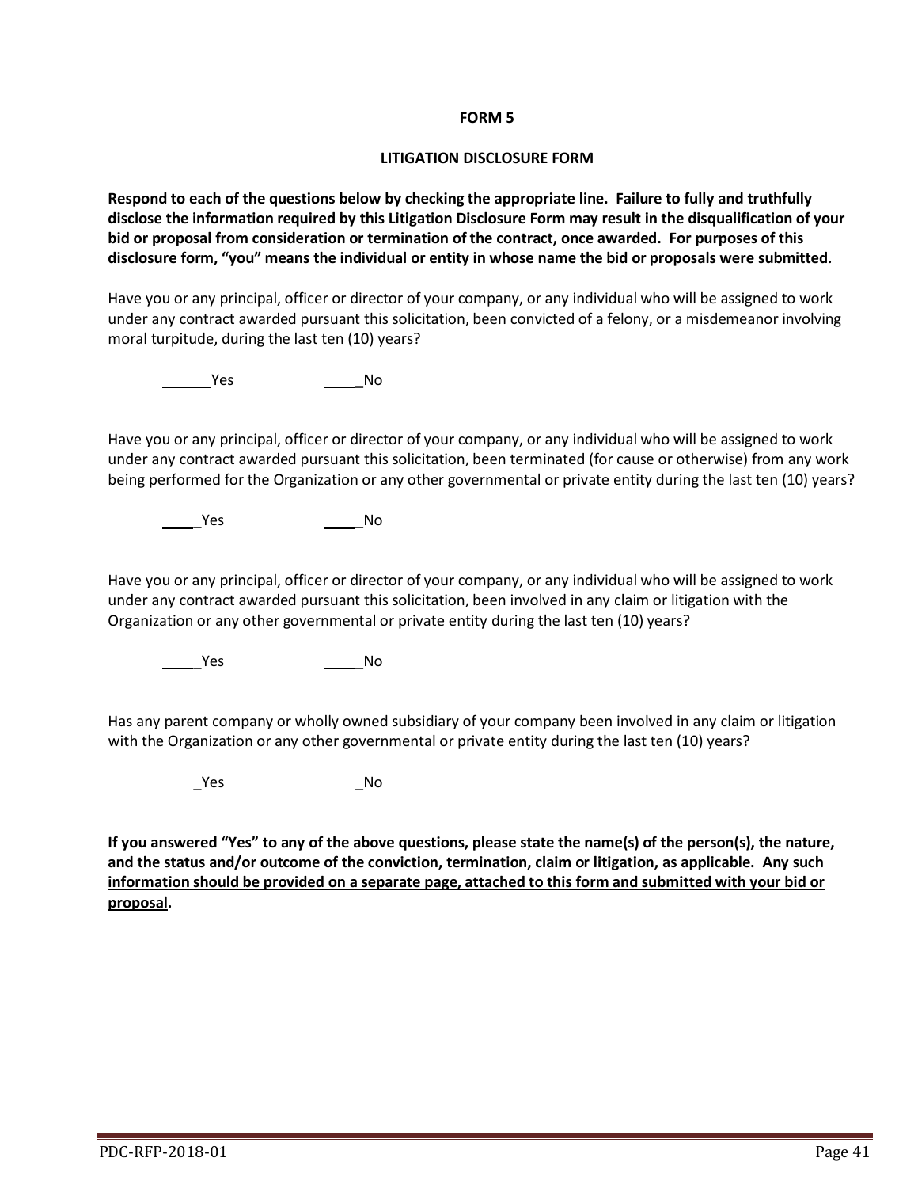**FORM 5**

**LITIGATION DISCLOSURE FORM**

**Respond to each of the questions below by checking the appropriate line. Failure to fully and truthfully disclose the information required by this Litigation Disclosure Form may result in the disqualification of your bid or proposal from consideration or termination of the contract, once awarded. For purposes of this disclosure form, "you" means the individual or entity in whose name the bid or proposals were submitted.**

Have you or any principal, officer or director of your company, or any individual who will be assigned to work under any contract awarded pursuant this solicitation, been convicted of a felony, or a misdemeanor involving moral turpitude, during the last ten (10) years?

______Yes ______No

Have you or any principal, officer or director of your company, or any individual who will be assigned to work under any contract awarded pursuant this solicitation, been terminated (for cause or otherwise) from any work being performed for the Organization or any other governmental or private entity during the last ten (10) years?

______Yes ______No

Have you or any principal, officer or director of your company, or any individual who will be assigned to work under any contract awarded pursuant this solicitation, been involved in any claim or litigation with the Organization or any other governmental or private entity during the last ten (10) years?

______Yes ______No

Has any parent company or wholly owned subsidiary of your company been involved in any claim or litigation with the Organization or any other governmental or private entity during the last ten (10) years?

______Yes ______No

**If you answered "Yes" to any of the above questions, please state the name(s) of the person(s), the nature, and the status and/or outcome of the conviction, termination, claim or litigation, as applicable. <u>Any such information should be provided on a separate page, attached to this form and submitted with your bid or proposal</u>.**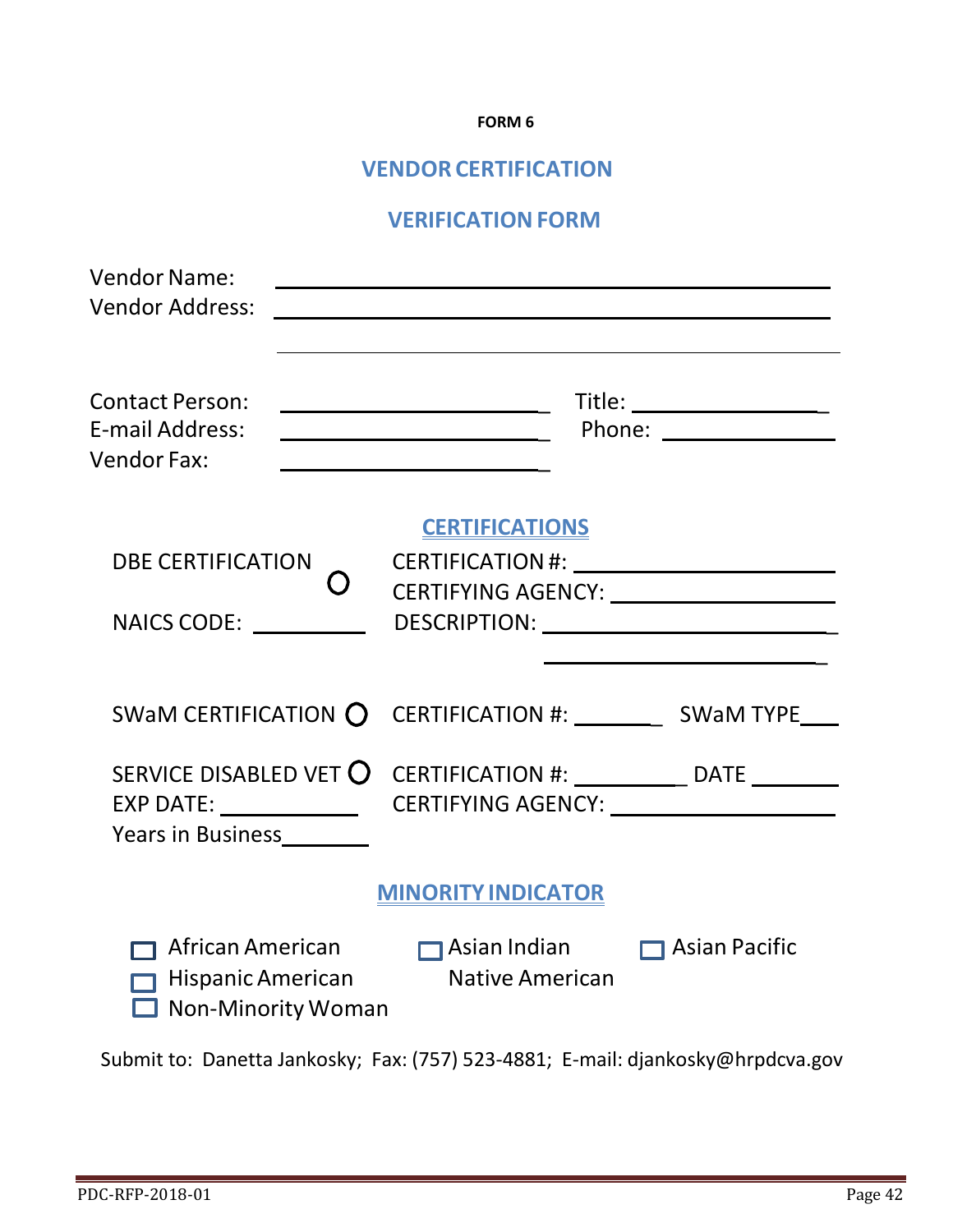**FORM 6**

## VENDOR CERTIFICATION

## VERIFICATION FORM

Vendor Name: ______________________________________________

Vendor Address: ______________________________________________

______________________________________________

Contact Person: ________________________ Title: ________________

E-mail Address: ________________________ Phone: ________________

Vendor Fax: ________________________

### CERTIFICATIONS

DBE CERTIFICATION ○ CERTIFICATION #: ____________________

CERTIFYING AGENCY: ____________________

NAICS CODE: __________ DESCRIPTION: ________________________

________________________

SWaM CERTIFICATION ○ CERTIFICATION #: ________ SWaM TYPE____

SERVICE DISABLED VET ○ CERTIFICATION #: __________ DATE ________

EXP DATE: ____________ CERTIFYING AGENCY: ____________________

Years in Business________

### MINORITY INDICATOR

- ☐ African American
- ☐ Asian Indian
- ☐ Asian Pacific
- ☐ Hispanic American
- Native American
- ☐ Non-Minority Woman

Submit to: Danetta Jankosky; Fax: (757) 523-4881; E-mail: djankosky@hrpdcva.gov

PDC-RFP-2018-01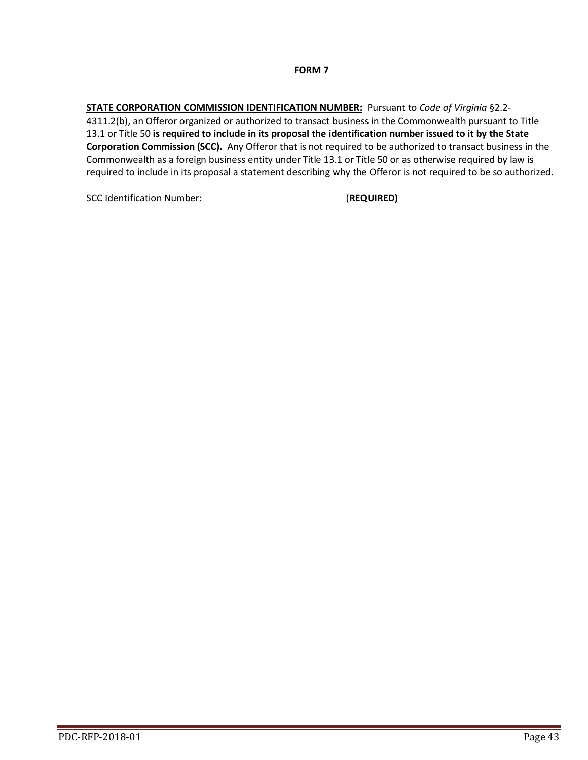**FORM 7**

**STATE CORPORATION COMMISSION IDENTIFICATION NUMBER:** Pursuant to *Code of Virginia* §2.2-4311.2(b), an Offeror organized or authorized to transact business in the Commonwealth pursuant to Title 13.1 or Title 50 **is required to include in its proposal the identification number issued to it by the State Corporation Commission (SCC).** Any Offeror that is not required to be authorized to transact business in the Commonwealth as a foreign business entity under Title 13.1 or Title 50 or as otherwise required by law is required to include in its proposal a statement describing why the Offeror is not required to be so authorized.

SCC Identification Number:\_\_\_\_\_\_\_\_\_\_\_\_\_\_\_\_\_\_\_\_\_\_\_\_\_\_\_\_ (**REQUIRED)**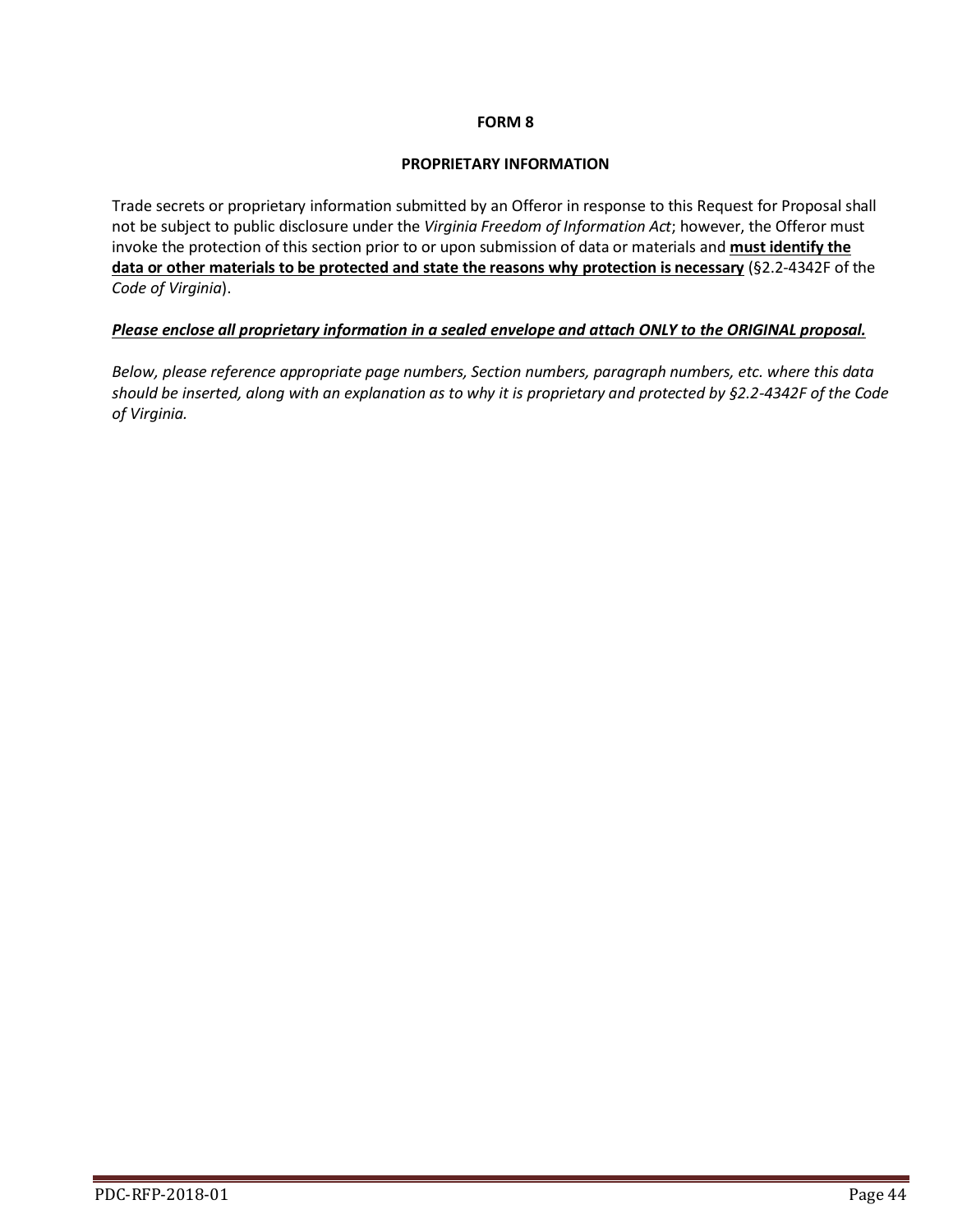## FORM 8

## PROPRIETARY INFORMATION

Trade secrets or proprietary information submitted by an Offeror in response to this Request for Proposal shall not be subject to public disclosure under the *Virginia Freedom of Information Act*; however, the Offeror must invoke the protection of this section prior to or upon submission of data or materials and **must identify the data or other materials to be protected and state the reasons why protection is necessary** (§2.2-4342F of the *Code of Virginia*).

***Please enclose all proprietary information in a sealed envelope and attach ONLY to the ORIGINAL proposal.***

*Below, please reference appropriate page numbers, Section numbers, paragraph numbers, etc. where this data should be inserted, along with an explanation as to why it is proprietary and protected by §2.2-4342F of the Code of Virginia.*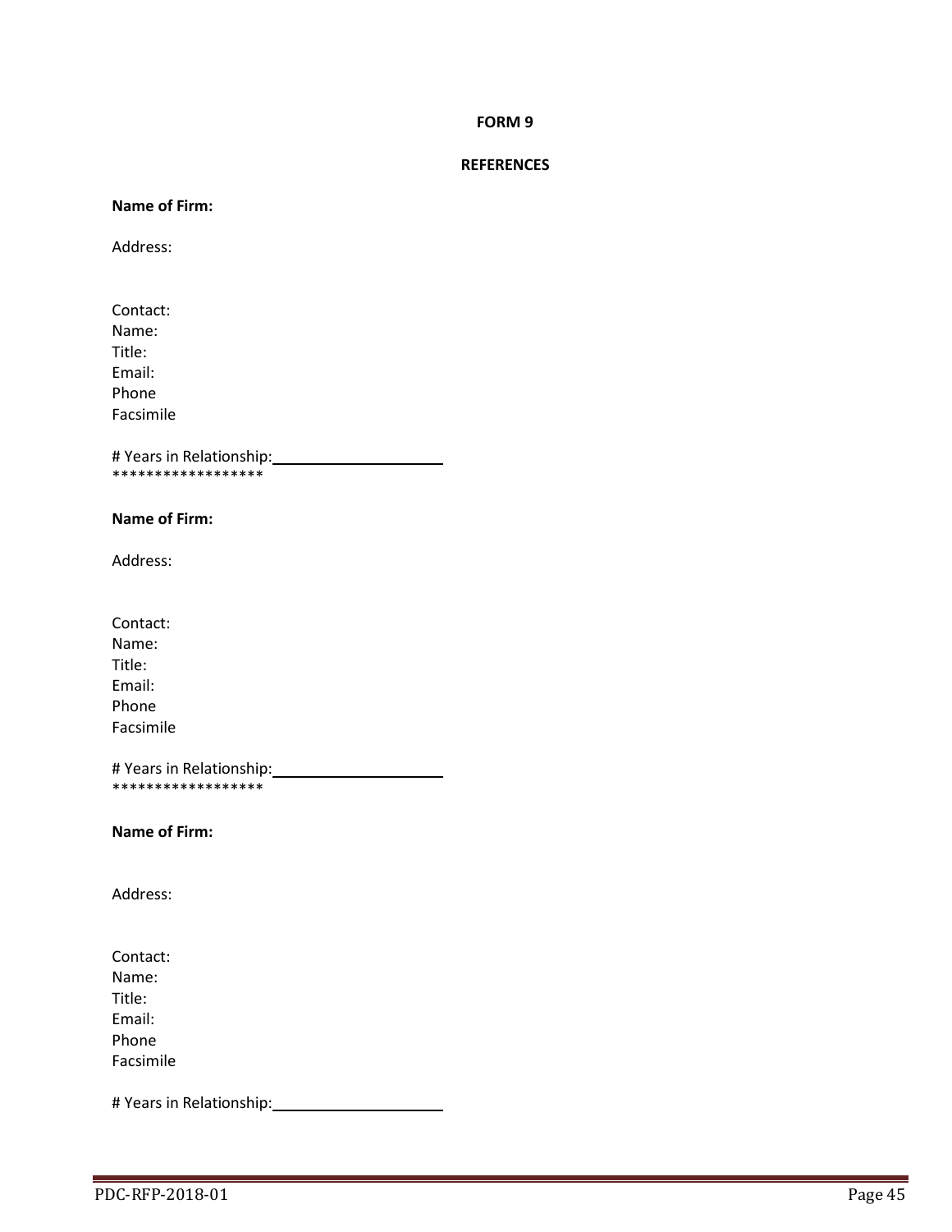**FORM 9**

**REFERENCES**

**Name of Firm:**

Address:

Contact:
Name:
Title:
Email:
Phone
Facsimile

# Years in Relationship:\_\_\_\_\_\_\_\_\_\_\_\_\_\_\_\_\_\_\_\_
******************

**Name of Firm:**

Address:

Contact:
Name:
Title:
Email:
Phone
Facsimile

# Years in Relationship:\_\_\_\_\_\_\_\_\_\_\_\_\_\_\_\_\_\_\_\_
******************

**Name of Firm:**

Address:

Contact:
Name:
Title:
Email:
Phone
Facsimile

# Years in Relationship:\_\_\_\_\_\_\_\_\_\_\_\_\_\_\_\_\_\_\_\_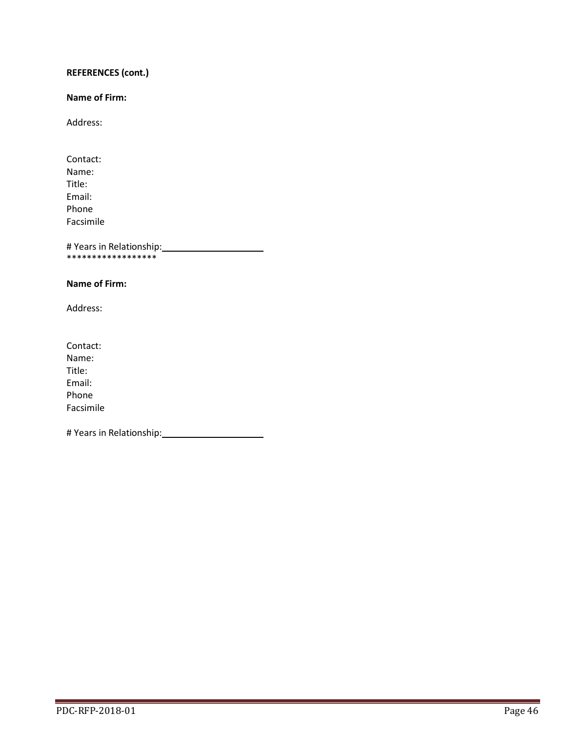**REFERENCES (cont.)**

**Name of Firm:**

Address:

Contact:
Name:
Title:
Email:
Phone
Facsimile

# Years in Relationship:\_\_\_\_\_\_\_\_\_\_\_\_\_\_\_\_\_\_\_\_
******************

**Name of Firm:**

Address:

Contact:
Name:
Title:
Email:
Phone
Facsimile

# Years in Relationship:\_\_\_\_\_\_\_\_\_\_\_\_\_\_\_\_\_\_\_\_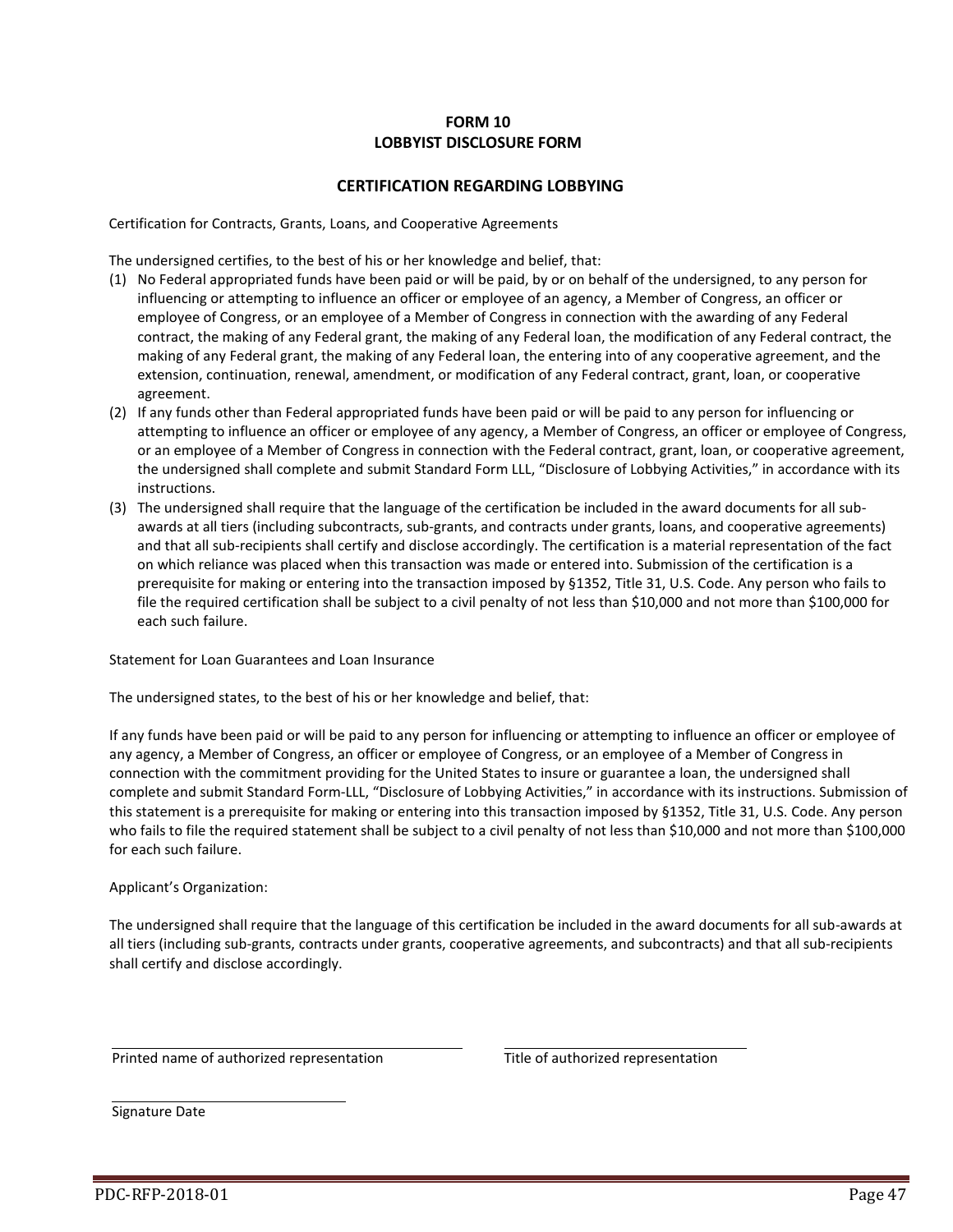## FORM 10
## LOBBYIST DISCLOSURE FORM

### CERTIFICATION REGARDING LOBBYING

Certification for Contracts, Grants, Loans, and Cooperative Agreements

The undersigned certifies, to the best of his or her knowledge and belief, that:

(1) No Federal appropriated funds have been paid or will be paid, by or on behalf of the undersigned, to any person for influencing or attempting to influence an officer or employee of an agency, a Member of Congress, an officer or employee of Congress, or an employee of a Member of Congress in connection with the awarding of any Federal contract, the making of any Federal grant, the making of any Federal loan, the modification of any Federal contract, the making of any Federal grant, the making of any Federal loan, the entering into of any cooperative agreement, and the extension, continuation, renewal, amendment, or modification of any Federal contract, grant, loan, or cooperative agreement.

(2) If any funds other than Federal appropriated funds have been paid or will be paid to any person for influencing or attempting to influence an officer or employee of any agency, a Member of Congress, an officer or employee of Congress, or an employee of a Member of Congress in connection with the Federal contract, grant, loan, or cooperative agreement, the undersigned shall complete and submit Standard Form LLL, "Disclosure of Lobbying Activities," in accordance with its instructions.

(3) The undersigned shall require that the language of the certification be included in the award documents for all sub-awards at all tiers (including subcontracts, sub-grants, and contracts under grants, loans, and cooperative agreements) and that all sub-recipients shall certify and disclose accordingly. The certification is a material representation of the fact on which reliance was placed when this transaction was made or entered into. Submission of the certification is a prerequisite for making or entering into the transaction imposed by §1352, Title 31, U.S. Code. Any person who fails to file the required certification shall be subject to a civil penalty of not less than $10,000 and not more than $100,000 for each such failure.

Statement for Loan Guarantees and Loan Insurance

The undersigned states, to the best of his or her knowledge and belief, that:

If any funds have been paid or will be paid to any person for influencing or attempting to influence an officer or employee of any agency, a Member of Congress, an officer or employee of Congress, or an employee of a Member of Congress in connection with the commitment providing for the United States to insure or guarantee a loan, the undersigned shall complete and submit Standard Form-LLL, "Disclosure of Lobbying Activities," in accordance with its instructions. Submission of this statement is a prerequisite for making or entering into this transaction imposed by §1352, Title 31, U.S. Code. Any person who fails to file the required statement shall be subject to a civil penalty of not less than $10,000 and not more than $100,000 for each such failure.

Applicant's Organization:

The undersigned shall require that the language of this certification be included in the award documents for all sub-awards at all tiers (including sub-grants, contracts under grants, cooperative agreements, and subcontracts) and that all sub-recipients shall certify and disclose accordingly.

\_\_\_\_\_\_\_\_\_\_\_\_\_\_\_\_\_\_\_\_\_\_\_\_\_\_\_\_\_\_\_\_\_\_\_\_\_\_\_\_ \_\_\_\_\_\_\_\_\_\_\_\_\_\_\_\_\_\_\_\_\_\_\_\_\_\_\_\_\_\_\_\_\_\_\_
Printed name of authorized representation     Title of authorized representation

\_\_\_\_\_\_\_\_\_\_\_\_\_\_\_\_\_\_\_\_\_\_\_\_\_\_\_\_\_\_
Signature Date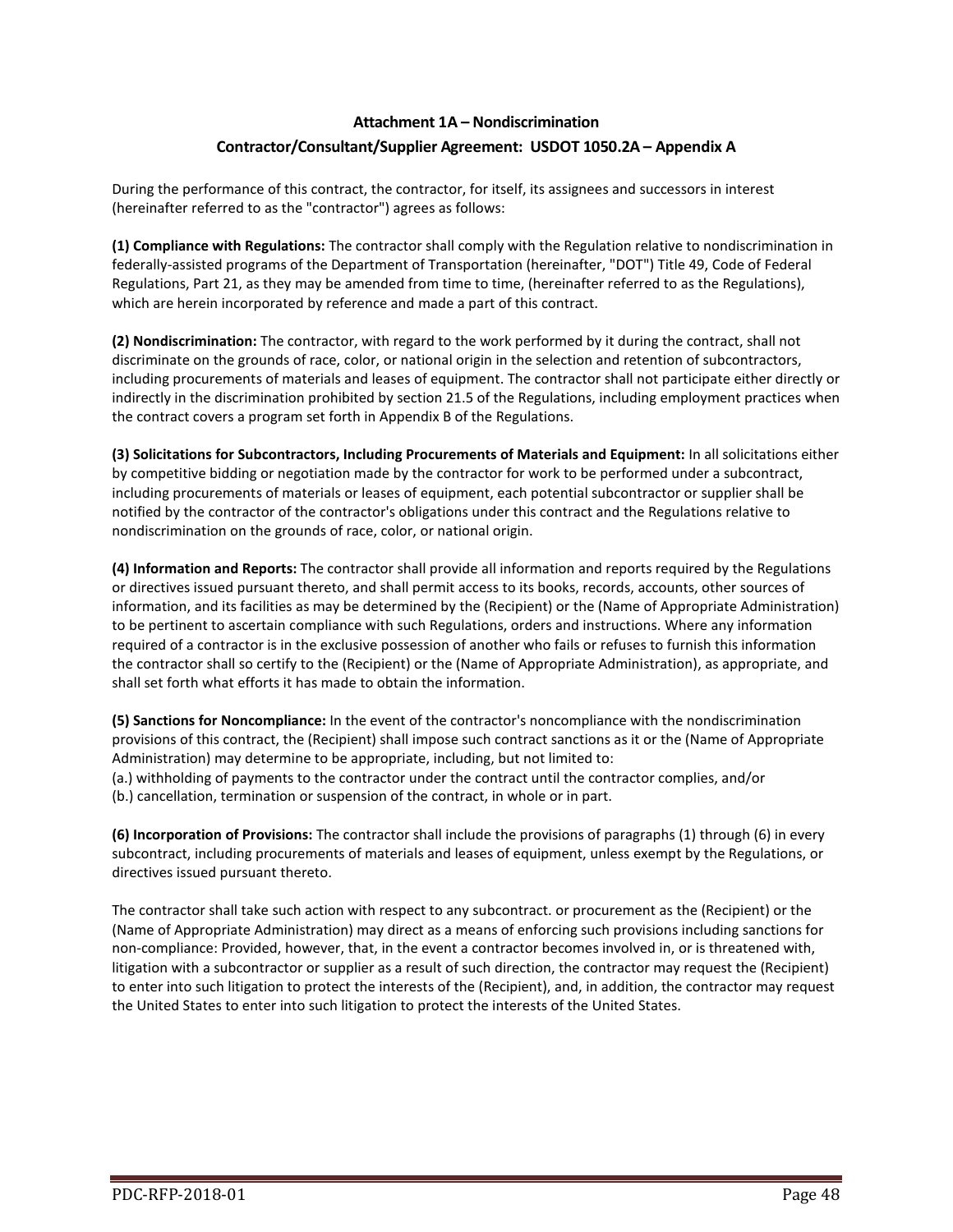## Attachment 1A – Nondiscrimination

## Contractor/Consultant/Supplier Agreement: USDOT 1050.2A – Appendix A

During the performance of this contract, the contractor, for itself, its assignees and successors in interest (hereinafter referred to as the "contractor") agrees as follows:

**(1) Compliance with Regulations:** The contractor shall comply with the Regulation relative to nondiscrimination in federally-assisted programs of the Department of Transportation (hereinafter, "DOT") Title 49, Code of Federal Regulations, Part 21, as they may be amended from time to time, (hereinafter referred to as the Regulations), which are herein incorporated by reference and made a part of this contract.

**(2) Nondiscrimination:** The contractor, with regard to the work performed by it during the contract, shall not discriminate on the grounds of race, color, or national origin in the selection and retention of subcontractors, including procurements of materials and leases of equipment. The contractor shall not participate either directly or indirectly in the discrimination prohibited by section 21.5 of the Regulations, including employment practices when the contract covers a program set forth in Appendix B of the Regulations.

**(3) Solicitations for Subcontractors, Including Procurements of Materials and Equipment:** In all solicitations either by competitive bidding or negotiation made by the contractor for work to be performed under a subcontract, including procurements of materials or leases of equipment, each potential subcontractor or supplier shall be notified by the contractor of the contractor's obligations under this contract and the Regulations relative to nondiscrimination on the grounds of race, color, or national origin.

**(4) Information and Reports:** The contractor shall provide all information and reports required by the Regulations or directives issued pursuant thereto, and shall permit access to its books, records, accounts, other sources of information, and its facilities as may be determined by the (Recipient) or the (Name of Appropriate Administration) to be pertinent to ascertain compliance with such Regulations, orders and instructions. Where any information required of a contractor is in the exclusive possession of another who fails or refuses to furnish this information the contractor shall so certify to the (Recipient) or the (Name of Appropriate Administration), as appropriate, and shall set forth what efforts it has made to obtain the information.

**(5) Sanctions for Noncompliance:** In the event of the contractor's noncompliance with the nondiscrimination provisions of this contract, the (Recipient) shall impose such contract sanctions as it or the (Name of Appropriate Administration) may determine to be appropriate, including, but not limited to:
(a.) withholding of payments to the contractor under the contract until the contractor complies, and/or
(b.) cancellation, termination or suspension of the contract, in whole or in part.

**(6) Incorporation of Provisions:** The contractor shall include the provisions of paragraphs (1) through (6) in every subcontract, including procurements of materials and leases of equipment, unless exempt by the Regulations, or directives issued pursuant thereto.

The contractor shall take such action with respect to any subcontract. or procurement as the (Recipient) or the (Name of Appropriate Administration) may direct as a means of enforcing such provisions including sanctions for non-compliance: Provided, however, that, in the event a contractor becomes involved in, or is threatened with, litigation with a subcontractor or supplier as a result of such direction, the contractor may request the (Recipient) to enter into such litigation to protect the interests of the (Recipient), and, in addition, the contractor may request the United States to enter into such litigation to protect the interests of the United States.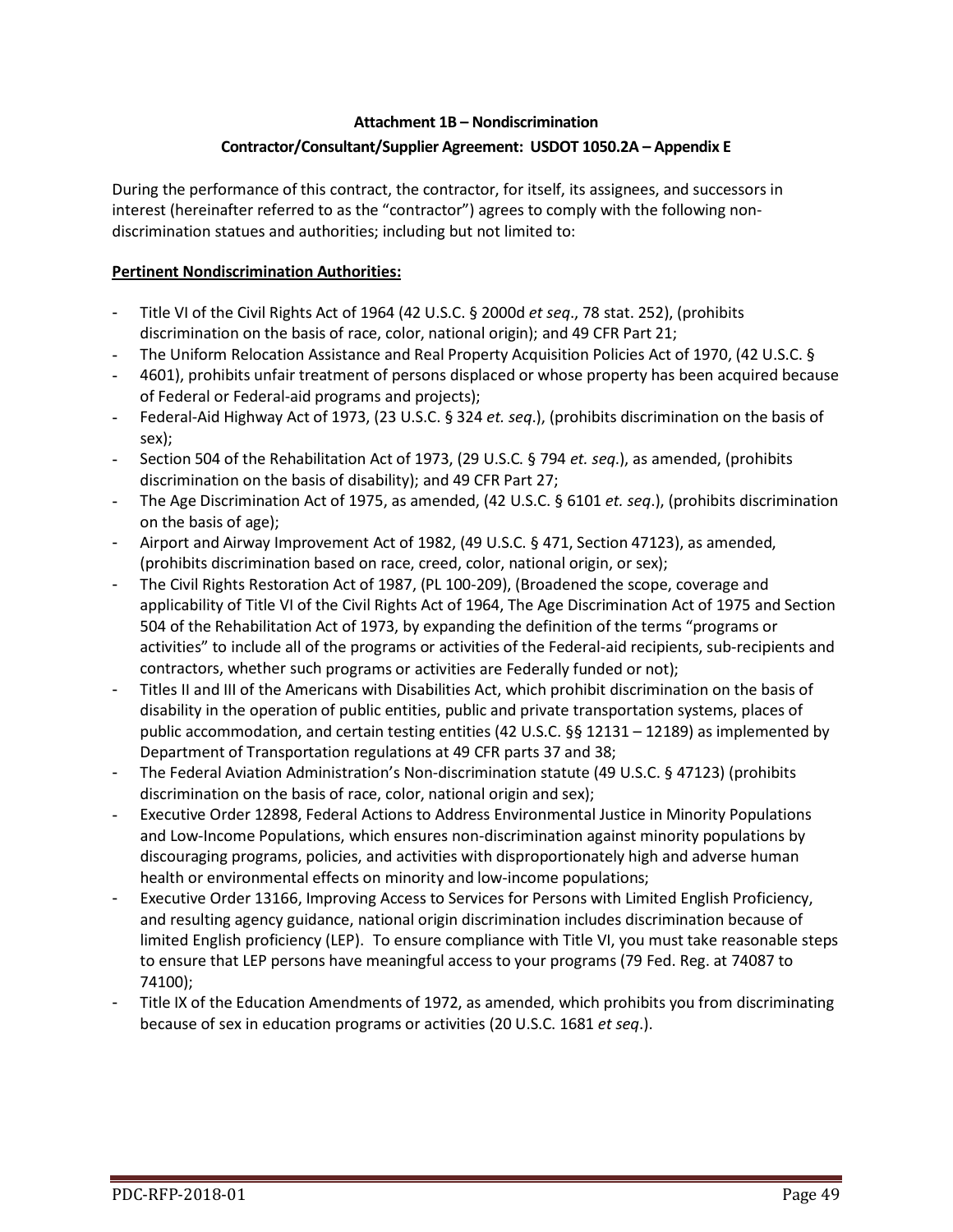**Attachment 1B – Nondiscrimination**

**Contractor/Consultant/Supplier Agreement: USDOT 1050.2A – Appendix E**

During the performance of this contract, the contractor, for itself, its assignees, and successors in interest (hereinafter referred to as the "contractor") agrees to comply with the following non-discrimination statues and authorities; including but not limited to:

**Pertinent Nondiscrimination Authorities:**

- Title VI of the Civil Rights Act of 1964 (42 U.S.C. § 2000d *et seq*., 78 stat. 252), (prohibits discrimination on the basis of race, color, national origin); and 49 CFR Part 21;
- The Uniform Relocation Assistance and Real Property Acquisition Policies Act of 1970, (42 U.S.C. §
- 4601), prohibits unfair treatment of persons displaced or whose property has been acquired because of Federal or Federal-aid programs and projects);
- Federal-Aid Highway Act of 1973, (23 U.S.C. § 324 *et. seq*.), (prohibits discrimination on the basis of sex);
- Section 504 of the Rehabilitation Act of 1973, (29 U.S.C. § 794 *et. seq*.), as amended, (prohibits discrimination on the basis of disability); and 49 CFR Part 27;
- The Age Discrimination Act of 1975, as amended, (42 U.S.C. § 6101 *et. seq*.), (prohibits discrimination on the basis of age);
- Airport and Airway Improvement Act of 1982, (49 U.S.C. § 471, Section 47123), as amended, (prohibits discrimination based on race, creed, color, national origin, or sex);
- The Civil Rights Restoration Act of 1987, (PL 100-209), (Broadened the scope, coverage and applicability of Title VI of the Civil Rights Act of 1964, The Age Discrimination Act of 1975 and Section 504 of the Rehabilitation Act of 1973, by expanding the definition of the terms "programs or activities" to include all of the programs or activities of the Federal-aid recipients, sub-recipients and contractors, whether such programs or activities are Federally funded or not);
- Titles II and III of the Americans with Disabilities Act, which prohibit discrimination on the basis of disability in the operation of public entities, public and private transportation systems, places of public accommodation, and certain testing entities (42 U.S.C. §§ 12131 – 12189) as implemented by Department of Transportation regulations at 49 CFR parts 37 and 38;
- The Federal Aviation Administration's Non-discrimination statute (49 U.S.C. § 47123) (prohibits discrimination on the basis of race, color, national origin and sex);
- Executive Order 12898, Federal Actions to Address Environmental Justice in Minority Populations and Low-Income Populations, which ensures non-discrimination against minority populations by discouraging programs, policies, and activities with disproportionately high and adverse human health or environmental effects on minority and low-income populations;
- Executive Order 13166, Improving Access to Services for Persons with Limited English Proficiency, and resulting agency guidance, national origin discrimination includes discrimination because of limited English proficiency (LEP). To ensure compliance with Title VI, you must take reasonable steps to ensure that LEP persons have meaningful access to your programs (79 Fed. Reg. at 74087 to 74100);
- Title IX of the Education Amendments of 1972, as amended, which prohibits you from discriminating because of sex in education programs or activities (20 U.S.C. 1681 *et seq*.).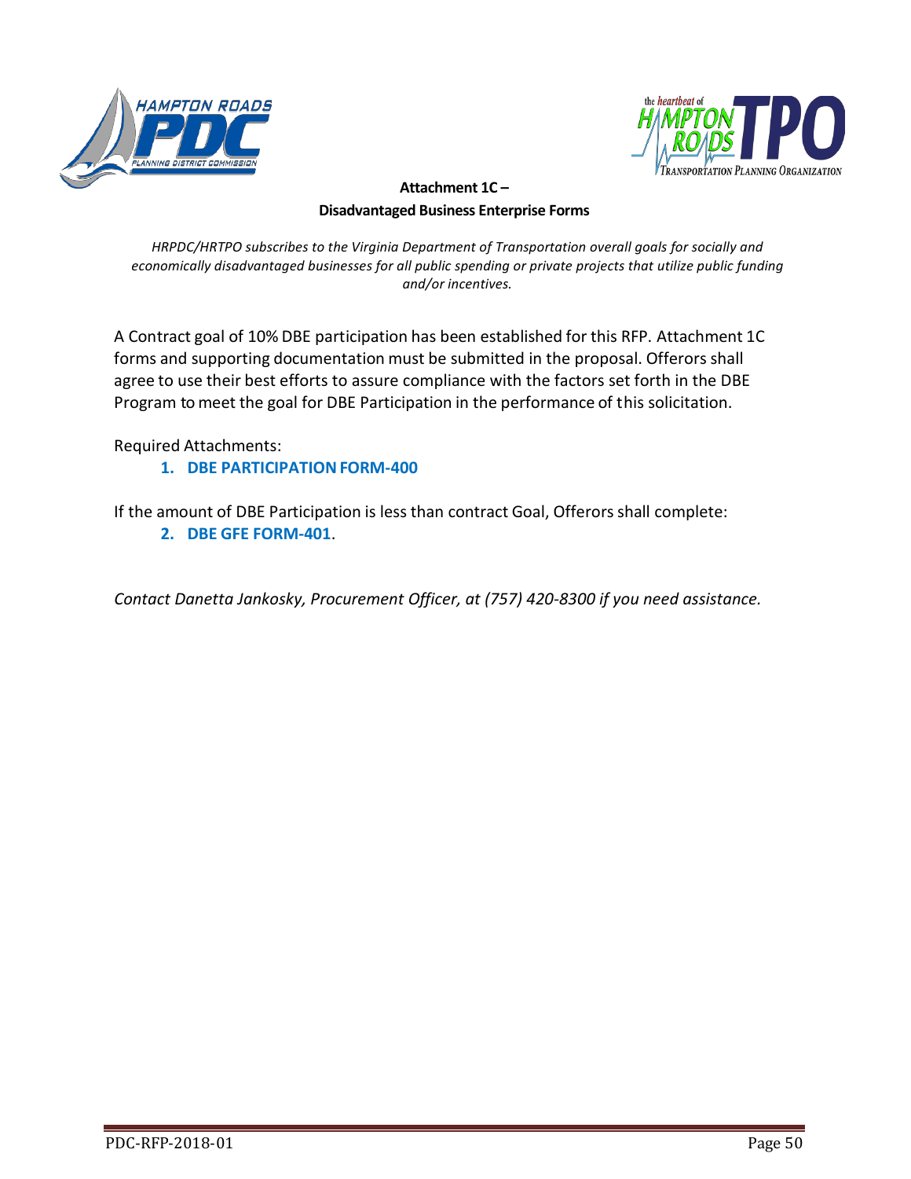**Attachment 1C –**

**Disadvantaged Business Enterprise Forms**

*HRPDC/HRTPO subscribes to the Virginia Department of Transportation overall goals for socially and economically disadvantaged businesses for all public spending or private projects that utilize public funding and/or incentives.*

A Contract goal of 10% DBE participation has been established for this RFP. Attachment 1C forms and supporting documentation must be submitted in the proposal. Offerors shall agree to use their best efforts to assure compliance with the factors set forth in the DBE Program to meet the goal for DBE Participation in the performance of this solicitation.

Required Attachments:

1. **DBE PARTICIPATION FORM-400**

If the amount of DBE Participation is less than contract Goal, Offerors shall complete:

2. **DBE GFE FORM-401**.

*Contact Danetta Jankosky, Procurement Officer, at (757) 420-8300 if you need assistance.*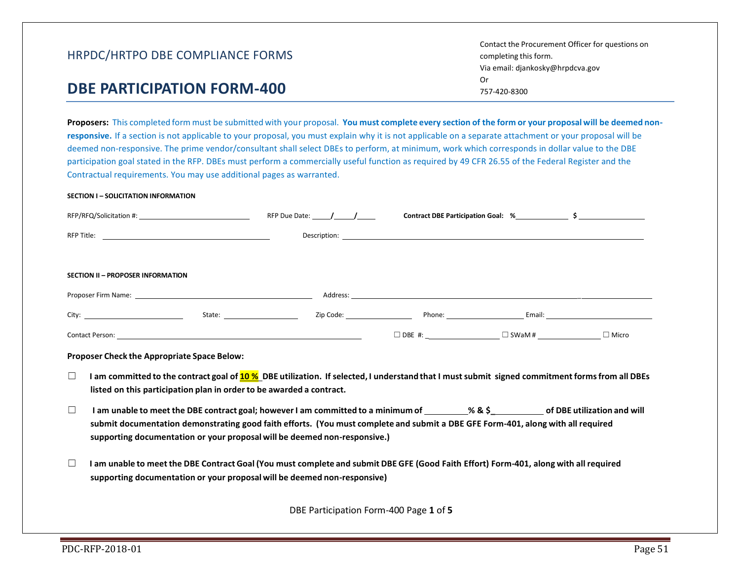HRPDC/HRTPO DBE COMPLIANCE FORMS

# DBE PARTICIPATION FORM-400

Contact the Procurement Officer for questions on completing this form.
Via email: djankosky@hrpdcva.gov
Or
757-420-8300

**Proposers:** This completed form must be submitted with your proposal. **You must complete every section of the form or your proposal will be deemed non-responsive.** If a section is not applicable to your proposal, you must explain why it is not applicable on a separate attachment or your proposal will be deemed non-responsive. The prime vendor/consultant shall select DBEs to perform, at minimum, work which corresponds in dollar value to the DBE participation goal stated in the RFP. DBEs must perform a commercially useful function as required by 49 CFR 26.55 of the Federal Register and the Contractual requirements. You may use additional pages as warranted.

**SECTION I – SOLICITATION INFORMATION**

RFP/RFQ/Solicitation #: ____________________ RFP Due Date: _____/_____/_____ **Contract DBE Participation Goal: %**__________ **$** __________

RFP Title: ______________________________ Description: ______________________________

**SECTION II – PROPOSER INFORMATION**

Proposer Firm Name: ______________________________ Address: ______________________________

City: ____________ State: ____________ Zip Code: ____________ Phone: ____________ Email: ____________

Contact Person: ______________________________ ☐ DBE #: ____________ ☐ SWaM # ____________ ☐ Micro

**Proposer Check the Appropriate Space Below:**

☐ **I am committed to the contract goal of 10 % DBE utilization. If selected, I understand that I must submit signed commitment forms from all DBEs listed on this participation plan in order to be awarded a contract.**

☐ **I am unable to meet the DBE contract goal; however I am committed to a minimum of __________% & $____________ of DBE utilization and will submit documentation demonstrating good faith efforts. (You must complete and submit a DBE GFE Form-401, along with all required supporting documentation or your proposal will be deemed non-responsive.)**

☐ **I am unable to meet the DBE Contract Goal (You must complete and submit DBE GFE (Good Faith Effort) Form-401, along with all required supporting documentation or your proposal will be deemed non-responsive)**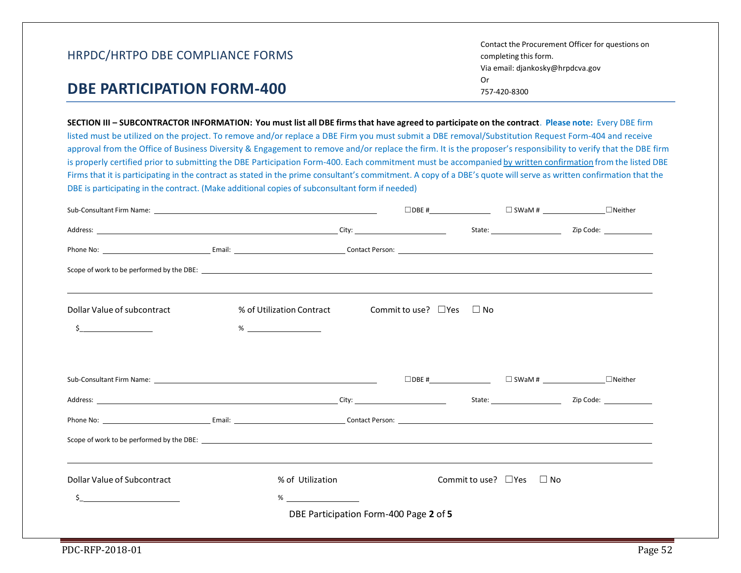HRPDC/HRTPO DBE COMPLIANCE FORMS

# DBE PARTICIPATION FORM-400

Contact the Procurement Officer for questions on completing this form.
Via email: djankosky@hrpdcva.gov
Or
757-420-8300

**SECTION III – SUBCONTRACTOR INFORMATION: You must list all DBE firms that have agreed to participate on the contract**. **Please note:** Every DBE firm listed must be utilized on the project. To remove and/or replace a DBE Firm you must submit a DBE removal/Substitution Request Form-404 and receive approval from the Office of Business Diversity & Engagement to remove and/or replace the firm. It is the proposer's responsibility to verify that the DBE firm is properly certified prior to submitting the DBE Participation Form-400. Each commitment must be accompanied by written confirmation from the listed DBE Firms that it is participating in the contract as stated in the prime consultant's commitment. A copy of a DBE's quote will serve as written confirmation that the DBE is participating in the contract. (Make additional copies of subconsultant form if needed)

Sub-Consultant Firm Name: ______________________ ☐DBE #__________ ☐ SWaM # __________ ☐Neither

Address: ______________________ City: __________ State: __________ Zip Code: __________

Phone No: __________ Email: __________ Contact Person: ______________________

Scope of work to be performed by the DBE: ______________________

______________________________________________

Dollar Value of subcontract $__________

% of Utilization Contract % __________

Commit to use? ☐Yes ☐ No

Sub-Consultant Firm Name: ______________________ ☐DBE #__________ ☐ SWaM # __________ ☐Neither

Address: ______________________ City: __________ State: __________ Zip Code: __________

Phone No: __________ Email: __________ Contact Person: ______________________

Scope of work to be performed by the DBE: ______________________

______________________________________________

Dollar Value of Subcontract $__________

% of Utilization % __________

Commit to use? ☐Yes ☐ No

DBE Participation Form-400 Page **2** of **5**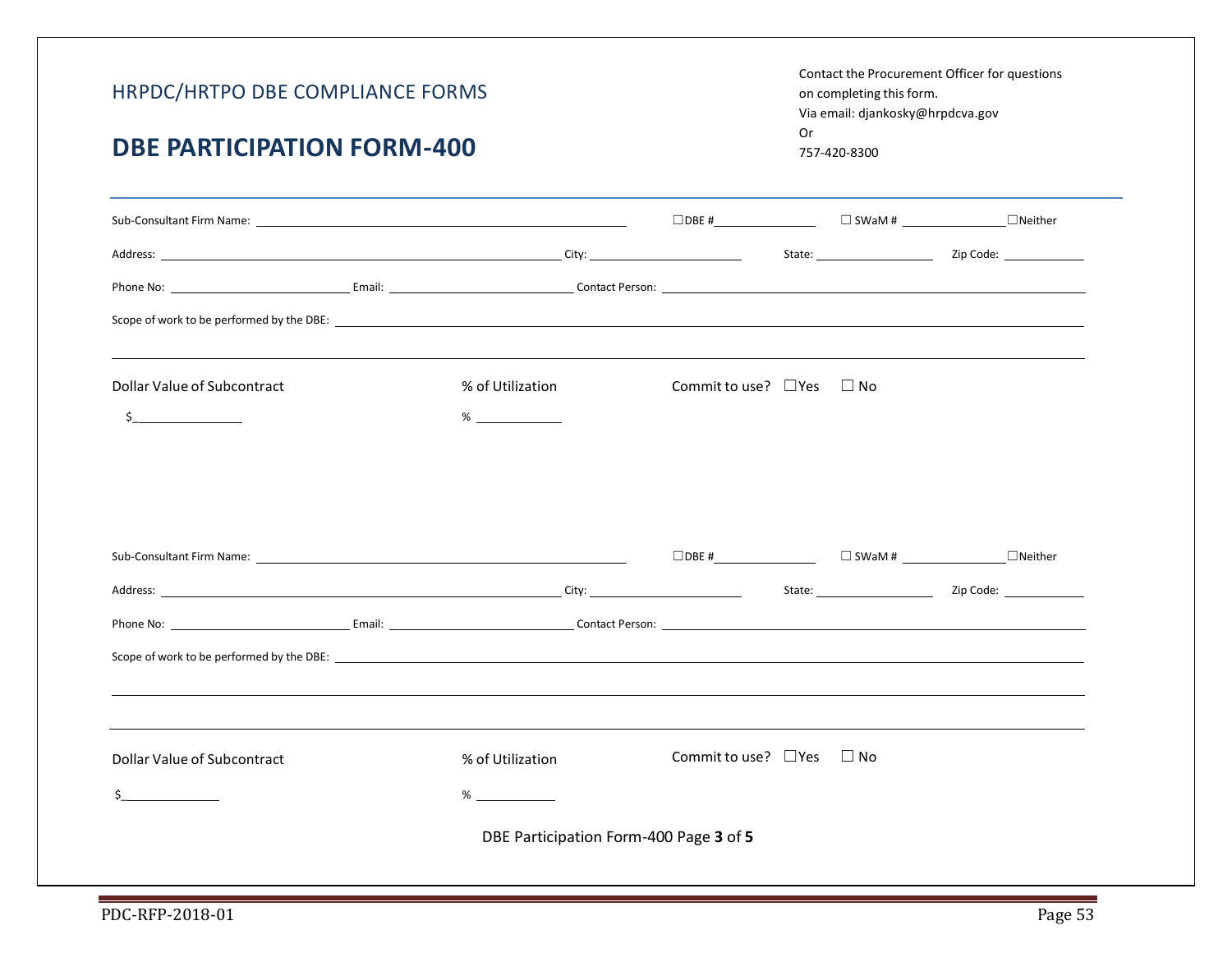HRPDC/HRTPO DBE COMPLIANCE FORMS

# DBE PARTICIPATION FORM-400

Contact the Procurement Officer for questions on completing this form.
Via email: djankosky@hrpdcva.gov
Or
757-420-8300

---

Sub-Consultant Firm Name: ________________________ ☐DBE #__________ ☐ SWaM # __________ ☐Neither

Address: ________________________ City: __________ State: __________ Zip Code: __________

Phone No: __________ Email: __________ Contact Person: ________________________

Scope of work to be performed by the DBE: ________________________________________________

________________________________________________________________________

Dollar Value of Subcontract

$__________

% of Utilization

% __________

Commit to use? ☐Yes ☐ No

Sub-Consultant Firm Name: ________________________ ☐DBE #__________ ☐ SWaM # __________ ☐Neither

Address: ________________________ City: __________ State: __________ Zip Code: __________

Phone No: __________ Email: __________ Contact Person: ________________________

Scope of work to be performed by the DBE: ________________________________________________

________________________________________________________________________

________________________________________________________________________

Dollar Value of Subcontract

$__________

% of Utilization

% __________

Commit to use? ☐Yes ☐ No

DBE Participation Form-400 Page **3** of **5**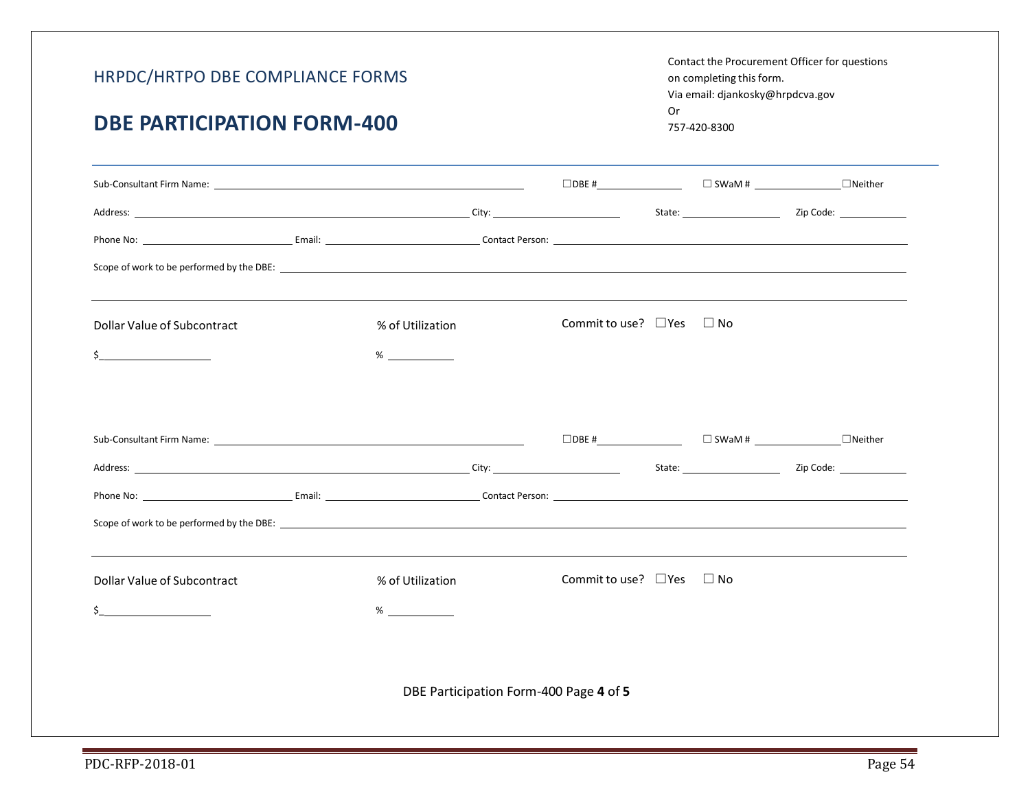HRPDC/HRTPO DBE COMPLIANCE FORMS

# DBE PARTICIPATION FORM-400

Contact the Procurement Officer for questions on completing this form.
Via email: djankosky@hrpdcva.gov
Or
757-420-8300

Sub-Consultant Firm Name: ______________________ ☐DBE #__________ ☐ SWaM # __________ ☐Neither

Address: ______________________ City: __________ State: __________ Zip Code: __________

Phone No: __________ Email: __________ Contact Person: ______________________

Scope of work to be performed by the DBE: ______________________

______________________

Dollar Value of Subcontract: $__________

% of Utilization: % __________

Commit to use? ☐Yes ☐ No

Sub-Consultant Firm Name: ______________________ ☐DBE #__________ ☐ SWaM # __________ ☐Neither

Address: ______________________ City: __________ State: __________ Zip Code: __________

Phone No: __________ Email: __________ Contact Person: ______________________

Scope of work to be performed by the DBE: ______________________

______________________

Dollar Value of Subcontract: $__________

% of Utilization: % __________

Commit to use? ☐Yes ☐ No

DBE Participation Form-400 Page **4** of **5**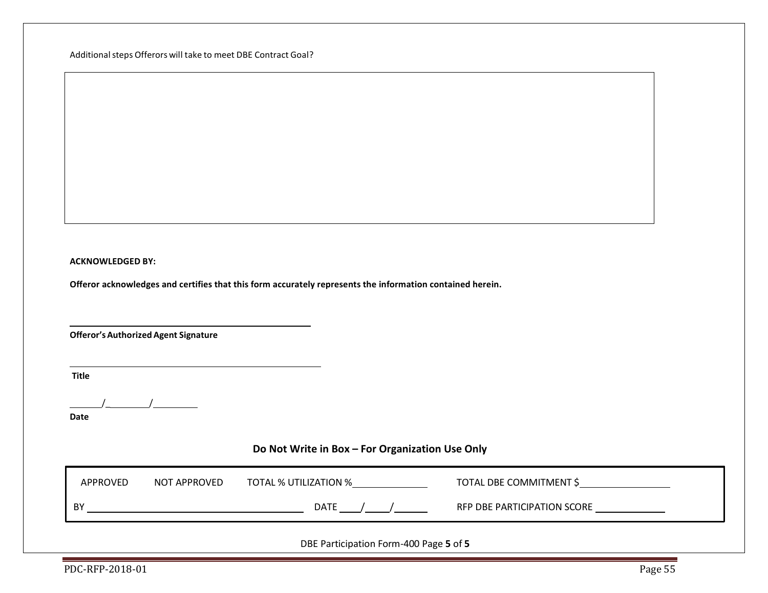Additional steps Offerors will take to meet DBE Contract Goal?

| |
|---|
| |

**ACKNOWLEDGED BY:**

**Offeror acknowledges and certifies that this form accurately represents the information contained herein.**

\_\_\_\_\_\_\_\_\_\_\_\_\_\_\_\_\_\_\_\_\_\_\_\_\_\_\_\_\_\_\_\_\_\_\_\_\_\_\_\_
**Offeror's Authorized Agent Signature**

\_\_\_\_\_\_\_\_\_\_\_\_\_\_\_\_\_\_\_\_\_\_\_\_\_\_\_\_\_\_\_\_\_\_\_\_\_\_\_\_
**Title**

\_\_\_\_\_\_/\_\_\_\_\_\_\_\_/\_\_\_\_\_\_\_\_
**Date**

**Do Not Write in Box – For Organization Use Only**

| | | | |
|---|---|---|---|
| APPROVED | NOT APPROVED | TOTAL % UTILIZATION %\_\_\_\_\_\_\_\_\_\_\_\_ | TOTAL DBE COMMITMENT $\_\_\_\_\_\_\_\_\_\_\_\_\_\_ |
| BY \_\_\_\_\_\_\_\_\_\_\_\_\_\_\_\_\_\_\_\_\_\_\_\_\_\_\_\_\_\_ | | DATE \_\_\_\_/\_\_\_\_/\_\_\_\_\_ | RFP DBE PARTICIPATION SCORE \_\_\_\_\_\_\_\_\_\_\_\_ |

DBE Participation Form-400 Page **5** of **5**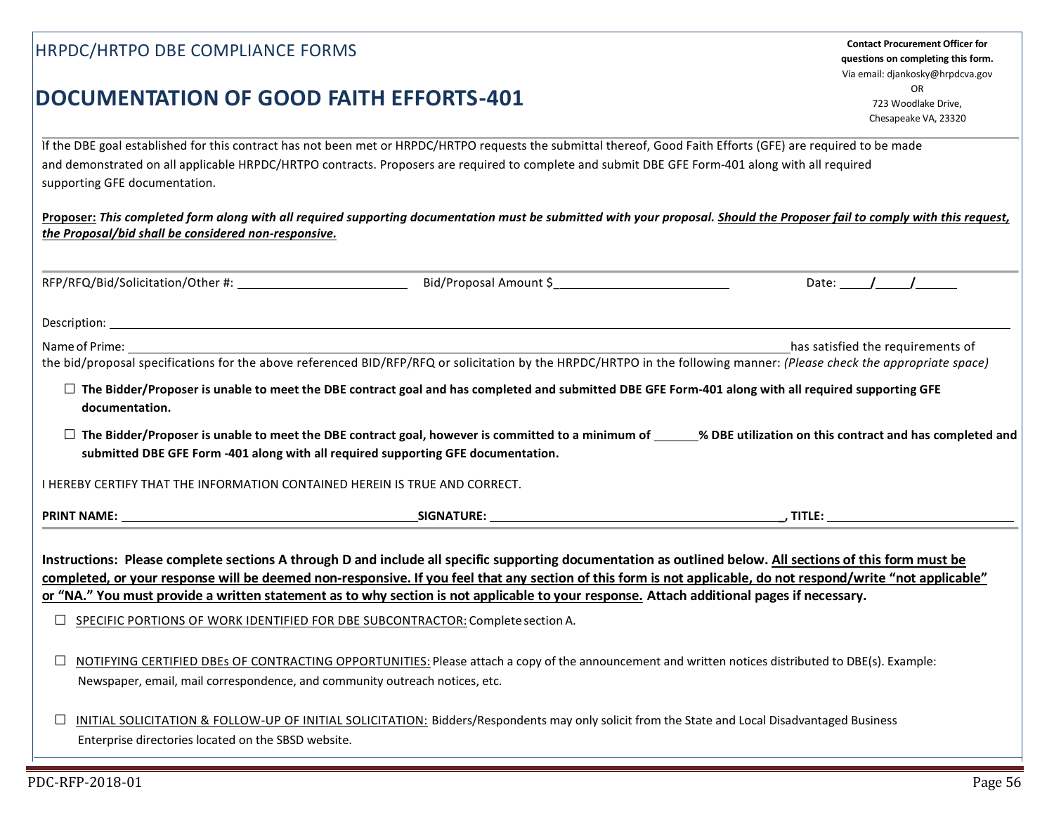HRPDC/HRTPO DBE COMPLIANCE FORMS

# DOCUMENTATION OF GOOD FAITH EFFORTS-401

**Contact Procurement Officer for questions on completing this form.**
Via email: djankosky@hrpdcva.gov
OR
723 Woodlake Drive,
Chesapeake VA, 23320

If the DBE goal established for this contract has not been met or HRPDC/HRTPO requests the submittal thereof, Good Faith Efforts (GFE) are required to be made and demonstrated on all applicable HRPDC/HRTPO contracts. Proposers are required to complete and submit DBE GFE Form-401 along with all required supporting GFE documentation.

**<u>Proposer:</u>** ***This completed form along with all required supporting documentation must be submitted with your proposal. <u>Should the Proposer fail to comply with this request, the Proposal/bid shall be considered non-responsive.</u>***

RFP/RFQ/Bid/Solicitation/Other #: ________________________ Bid/Proposal Amount $__________________________ Date: ____/____/______

Description: ______________________________________________________________________________________________

Name of Prime: ________________________________________________________________ has satisfied the requirements of the bid/proposal specifications for the above referenced BID/RFP/RFQ or solicitation by the HRPDC/HRTPO in the following manner: *(Please check the appropriate space)*

☐ **The Bidder/Proposer is unable to meet the DBE contract goal and has completed and submitted DBE GFE Form-401 along with all required supporting GFE documentation.**

☐ **The Bidder/Proposer is unable to meet the DBE contract goal, however is committed to a minimum of ______% DBE utilization on this contract and has completed and submitted DBE GFE Form -401 along with all required supporting GFE documentation.**

I HEREBY CERTIFY THAT THE INFORMATION CONTAINED HEREIN IS TRUE AND CORRECT.

**PRINT NAME:** ____________________________ **SIGNATURE:** ____________________________, **TITLE:** ____________________

**Instructions: Please complete sections A through D and include all specific supporting documentation as outlined below. <u>All sections of this form must be completed, or your response will be deemed non-responsive. If you feel that any section of this form is not applicable, do not respond/write "not applicable" or "NA." You must provide a written statement as to why section is not applicable to your response.</u> Attach additional pages if necessary.**

☐ <u>SPECIFIC PORTIONS OF WORK IDENTIFIED FOR DBE SUBCONTRACTOR:</u> Complete section A.

☐ <u>NOTIFYING CERTIFIED DBEs OF CONTRACTING OPPORTUNITIES:</u> Please attach a copy of the announcement and written notices distributed to DBE(s). Example: Newspaper, email, mail correspondence, and community outreach notices, etc.

☐ <u>INITIAL SOLICITATION & FOLLOW-UP OF INITIAL SOLICITATION:</u> Bidders/Respondents may only solicit from the State and Local Disadvantaged Business Enterprise directories located on the SBSD website.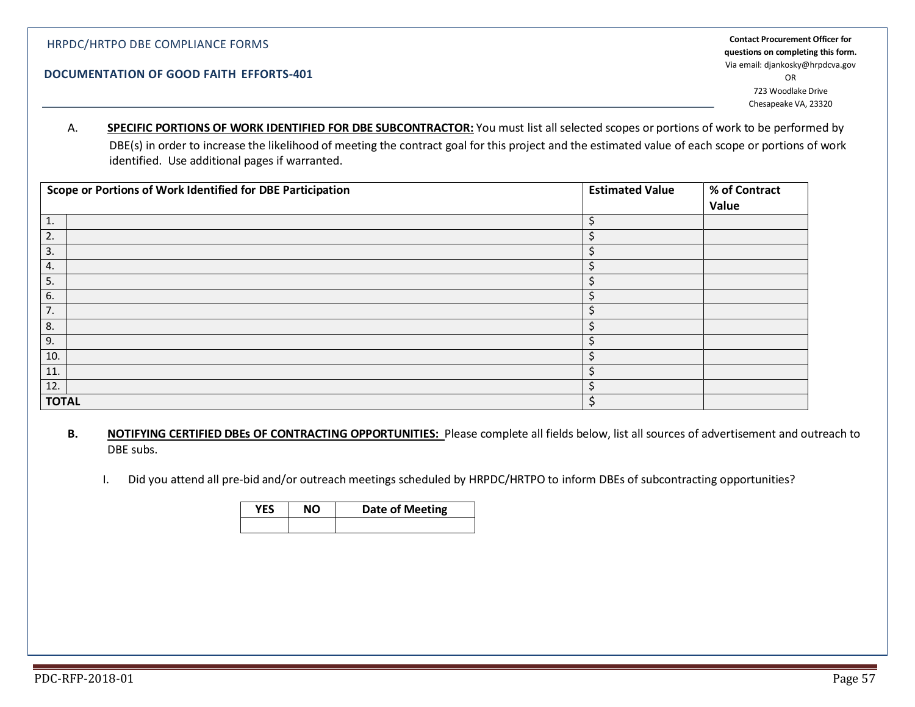HRPDC/HRTPO DBE COMPLIANCE FORMS

**DOCUMENTATION OF GOOD FAITH EFFORTS-401**

**Contact Procurement Officer for questions on completing this form.**
Via email: djankosky@hrpdcva.gov
OR
723 Woodlake Drive
Chesapeake VA, 23320

A. **SPECIFIC PORTIONS OF WORK IDENTIFIED FOR DBE SUBCONTRACTOR:** You must list all selected scopes or portions of work to be performed by DBE(s) in order to increase the likelihood of meeting the contract goal for this project and the estimated value of each scope or portions of work identified. Use additional pages if warranted.

| Scope or Portions of Work Identified for DBE Participation | | Estimated Value | % of Contract Value |
|---|---|---|---|
| 1. | | $ | |
| 2. | | $ | |
| 3. | | $ | |
| 4. | | $ | |
| 5. | | $ | |
| 6. | | $ | |
| 7. | | $ | |
| 8. | | $ | |
| 9. | | $ | |
| 10. | | $ | |
| 11. | | $ | |
| 12. | | $ | |
| **TOTAL** | | $ | |

**B.** **NOTIFYING CERTIFIED DBEs OF CONTRACTING OPPORTUNITIES:** Please complete all fields below, list all sources of advertisement and outreach to DBE subs.

I. Did you attend all pre-bid and/or outreach meetings scheduled by HRPDC/HRTPO to inform DBEs of subcontracting opportunities?

| YES | NO | Date of Meeting |
|---|---|---|
| | | |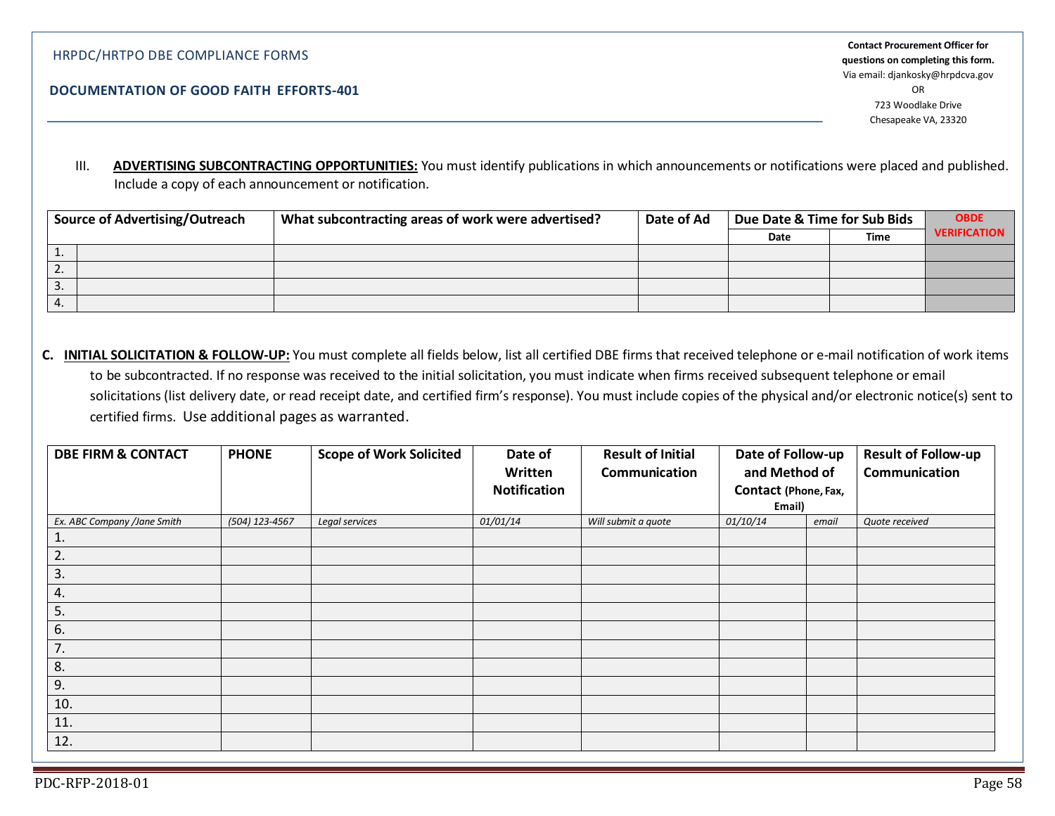HRPDC/HRTPO DBE COMPLIANCE FORMS

**DOCUMENTATION OF GOOD FAITH EFFORTS-401**

**Contact Procurement Officer for questions on completing this form.**
Via email: djankosky@hrpdcva.gov
OR
723 Woodlake Drive
Chesapeake VA, 23320

III. **ADVERTISING SUBCONTRACTING OPPORTUNITIES:** You must identify publications in which announcements or notifications were placed and published. Include a copy of each announcement or notification.

| Source of Advertising/Outreach | | What subcontracting areas of work were advertised? | Date of Ad | Due Date & Time for Sub Bids | | OBDE VERIFICATION |
|---|---|---|---|---|---|---|
| | | | | Date | Time | |
| 1. | | | | | | |
| 2. | | | | | | |
| 3. | | | | | | |
| 4. | | | | | | |

**C. INITIAL SOLICITATION & FOLLOW-UP:** You must complete all fields below, list all certified DBE firms that received telephone or e-mail notification of work items to be subcontracted. If no response was received to the initial solicitation, you must indicate when firms received subsequent telephone or email solicitations (list delivery date, or read receipt date, and certified firm's response). You must include copies of the physical and/or electronic notice(s) sent to certified firms. Use additional pages as warranted.

| DBE FIRM & CONTACT | PHONE | Scope of Work Solicited | Date of Written Notification | Result of Initial Communication | Date of Follow-up and Method of Contact (Phone, Fax, Email) | | Result of Follow-up Communication |
|---|---|---|---|---|---|---|---|
| *Ex. ABC Company /Jane Smith* | *(504) 123-4567* | *Legal services* | *01/01/14* | *Will submit a quote* | *01/10/14* | *email* | *Quote received* |
| 1. | | | | | | | |
| 2. | | | | | | | |
| 3. | | | | | | | |
| 4. | | | | | | | |
| 5. | | | | | | | |
| 6. | | | | | | | |
| 7. | | | | | | | |
| 8. | | | | | | | |
| 9. | | | | | | | |
| 10. | | | | | | | |
| 11. | | | | | | | |
| 12. | | | | | | | |

PDC-RFP-2018-01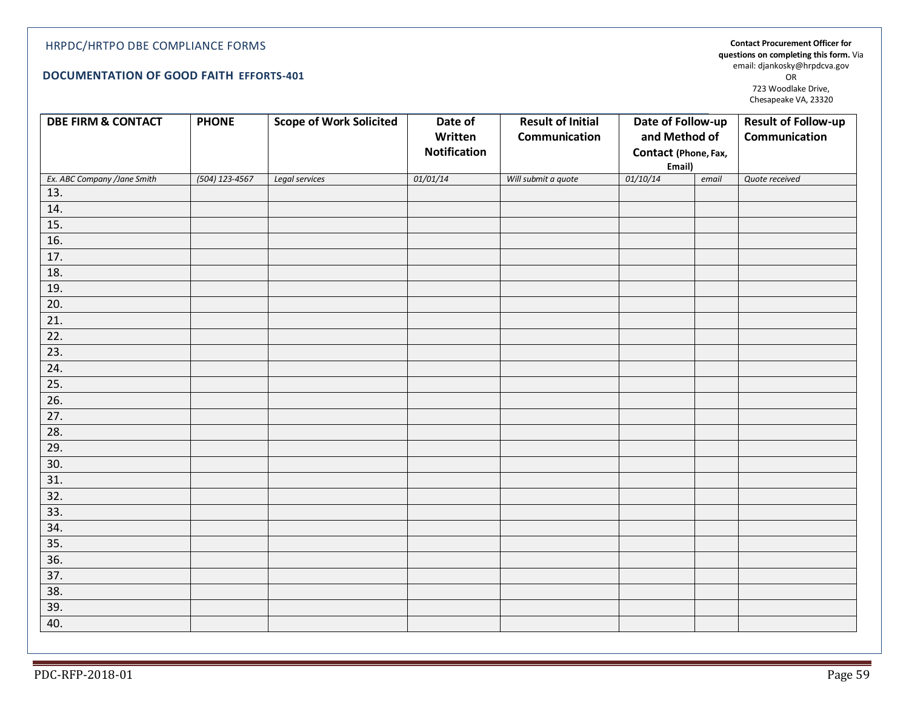HRPDC/HRTPO DBE COMPLIANCE FORMS

**DOCUMENTATION OF GOOD FAITH EFFORTS-401**

**Contact Procurement Officer for questions on completing this form.** Via email: djankosky@hrpdcva.gov
OR
723 Woodlake Drive,
Chesapeake VA, 23320

| DBE FIRM & CONTACT | PHONE | Scope of Work Solicited | Date of Written Notification | Result of Initial Communication | Date of Follow-up and Method of Contact (Phone, Fax, Email) | | Result of Follow-up Communication |
|---|---|---|---|---|---|---|---|
| *Ex. ABC Company /Jane Smith* | *(504) 123-4567* | *Legal services* | *01/01/14* | *Will submit a quote* | *01/10/14* | *email* | *Quote received* |
| 13. | | | | | | | |
| 14. | | | | | | | |
| 15. | | | | | | | |
| 16. | | | | | | | |
| 17. | | | | | | | |
| 18. | | | | | | | |
| 19. | | | | | | | |
| 20. | | | | | | | |
| 21. | | | | | | | |
| 22. | | | | | | | |
| 23. | | | | | | | |
| 24. | | | | | | | |
| 25. | | | | | | | |
| 26. | | | | | | | |
| 27. | | | | | | | |
| 28. | | | | | | | |
| 29. | | | | | | | |
| 30. | | | | | | | |
| 31. | | | | | | | |
| 32. | | | | | | | |
| 33. | | | | | | | |
| 34. | | | | | | | |
| 35. | | | | | | | |
| 36. | | | | | | | |
| 37. | | | | | | | |
| 38. | | | | | | | |
| 39. | | | | | | | |
| 40. | | | | | | | |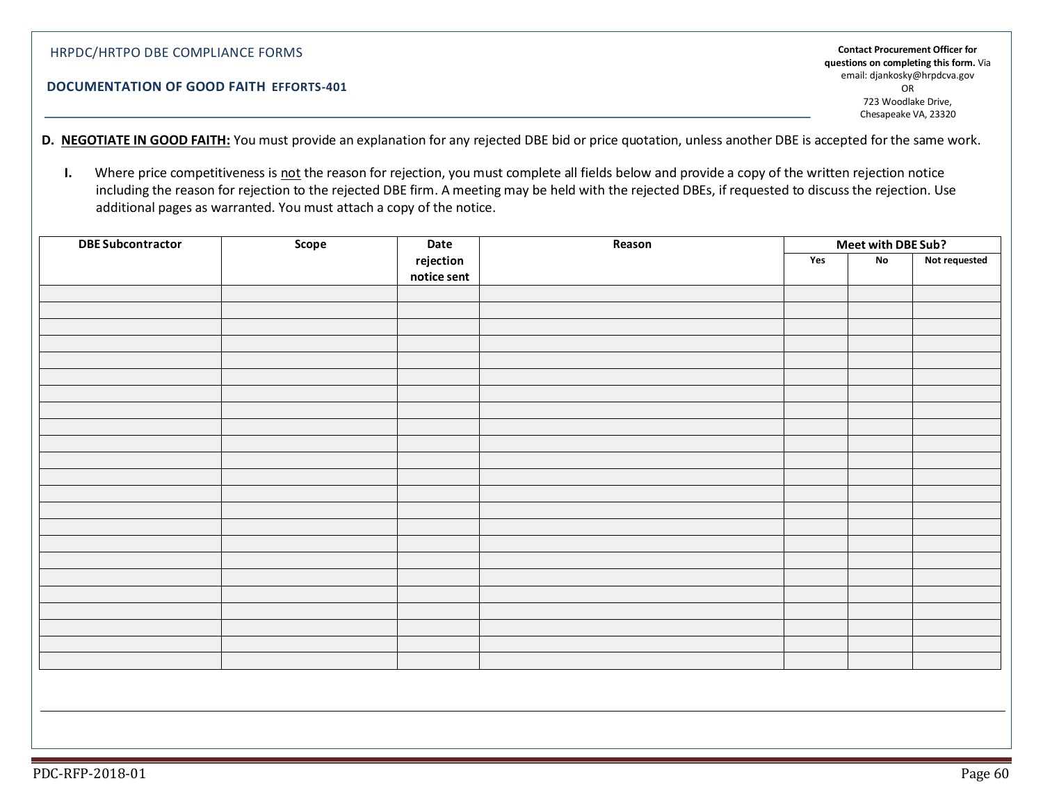HRPDC/HRTPO DBE COMPLIANCE FORMS

**DOCUMENTATION OF GOOD FAITH EFFORTS-401**

**Contact Procurement Officer for questions on completing this form.** Via email: djankosky@hrpdcva.gov
OR
723 Woodlake Drive,
Chesapeake VA, 23320

**D. NEGOTIATE IN GOOD FAITH:** You must provide an explanation for any rejected DBE bid or price quotation, unless another DBE is accepted for the same work.

**I.** Where price competitiveness is not the reason for rejection, you must complete all fields below and provide a copy of the written rejection notice including the reason for rejection to the rejected DBE firm. A meeting may be held with the rejected DBEs, if requested to discuss the rejection. Use additional pages as warranted. You must attach a copy of the notice.

| DBE Subcontractor | Scope | Date rejection notice sent | Reason | Meet with DBE Sub? | | |
|---|---|---|---|---|---|---|
| | | | | Yes | No | Not requested |
| | | | | | | |
| | | | | | | |
| | | | | | | |
| | | | | | | |
| | | | | | | |
| | | | | | | |
| | | | | | | |
| | | | | | | |
| | | | | | | |
| | | | | | | |
| | | | | | | |
| | | | | | | |
| | | | | | | |
| | | | | | | |
| | | | | | | |
| | | | | | | |
| | | | | | | |
| | | | | | | |
| | | | | | | |
| | | | | | | |
| | | | | | | |
| | | | | | | |
| | | | | | | |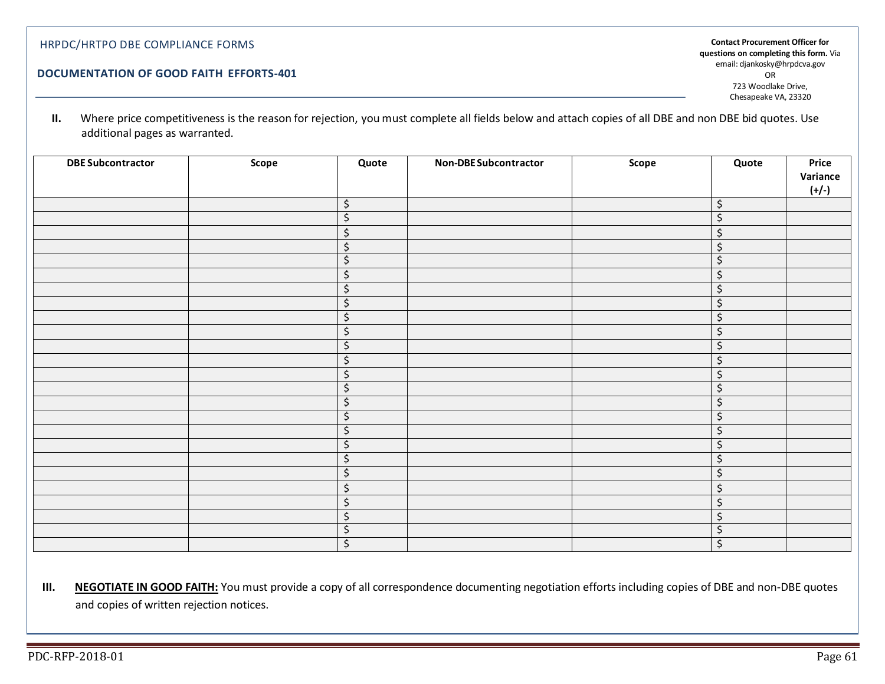HRPDC/HRTPO DBE COMPLIANCE FORMS

**DOCUMENTATION OF GOOD FAITH EFFORTS-401**

**Contact Procurement Officer for questions on completing this form.** Via email: djankosky@hrpdcva.gov
OR
723 Woodlake Drive,
Chesapeake VA, 23320

**II.** Where price competitiveness is the reason for rejection, you must complete all fields below and attach copies of all DBE and non DBE bid quotes. Use additional pages as warranted.

| DBE Subcontractor | Scope | Quote | Non-DBE Subcontractor | Scope | Quote | Price Variance (+/-) |
|---|---|---|---|---|---|---|
| | | $ | | | $ | |
| | | $ | | | $ | |
| | | $ | | | $ | |
| | | $ | | | $ | |
| | | $ | | | $ | |
| | | $ | | | $ | |
| | | $ | | | $ | |
| | | $ | | | $ | |
| | | $ | | | $ | |
| | | $ | | | $ | |
| | | $ | | | $ | |
| | | $ | | | $ | |
| | | $ | | | $ | |
| | | $ | | | $ | |
| | | $ | | | $ | |
| | | $ | | | $ | |
| | | $ | | | $ | |
| | | $ | | | $ | |
| | | $ | | | $ | |
| | | $ | | | $ | |
| | | $ | | | $ | |
| | | $ | | | $ | |
| | | $ | | | $ | |
| | | $ | | | $ | |
| | | $ | | | $ | |

**III.** **NEGOTIATE IN GOOD FAITH:** You must provide a copy of all correspondence documenting negotiation efforts including copies of DBE and non-DBE quotes and copies of written rejection notices.

PDC-RFP-2018-01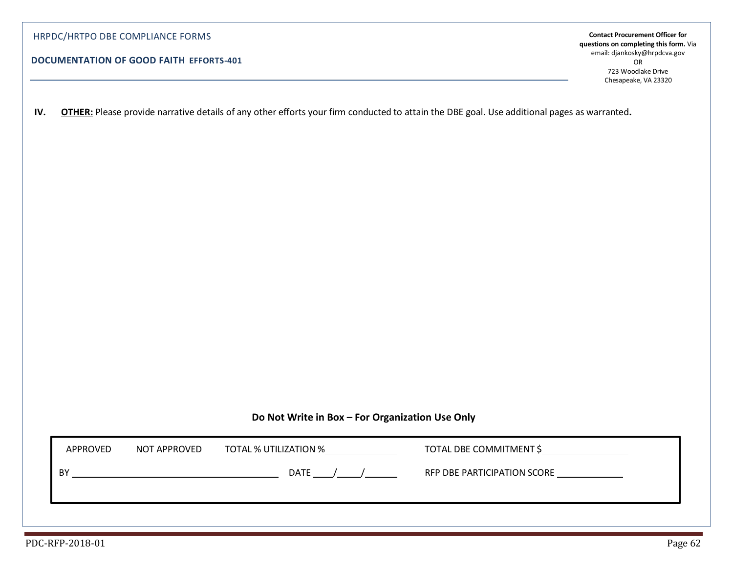HRPDC/HRTPO DBE COMPLIANCE FORMS

**DOCUMENTATION OF GOOD FAITH EFFORTS-401**

**Contact Procurement Officer for questions on completing this form.** Via email: djankosky@hrpdcva.gov
OR
723 Woodlake Drive
Chesapeake, VA 23320

**IV.** **OTHER:** Please provide narrative details of any other efforts your firm conducted to attain the DBE goal. Use additional pages as warranted**.**

**Do Not Write in Box – For Organization Use Only**

| | | | |
|---|---|---|---|
| APPROVED | NOT APPROVED | TOTAL % UTILIZATION %\_\_\_\_\_\_\_\_\_\_\_\_ | TOTAL DBE COMMITMENT $\_\_\_\_\_\_\_\_\_\_\_\_\_\_ |
| BY \_\_\_\_\_\_\_\_\_\_\_\_\_\_\_\_\_\_\_\_\_\_\_\_\_\_\_\_\_\_ | | DATE \_\_\_\_/\_\_\_\_/\_\_\_\_\_ | RFP DBE PARTICIPATION SCORE \_\_\_\_\_\_\_\_\_\_\_\_ |